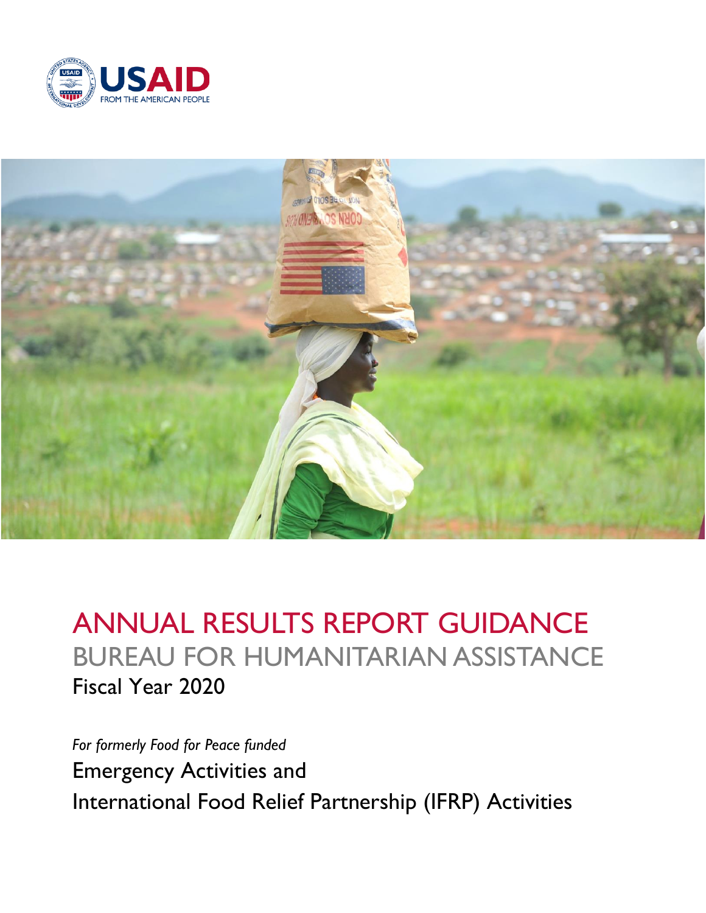USAID
FROM THE AMERICAN PEOPLE

# ANNUAL RESULTS REPORT GUIDANCE

## BUREAU FOR HUMANITARIAN ASSISTANCE

Fiscal Year 2020

*For formerly Food for Peace funded*

Emergency Activities and

International Food Relief Partnership (IFRP) Activities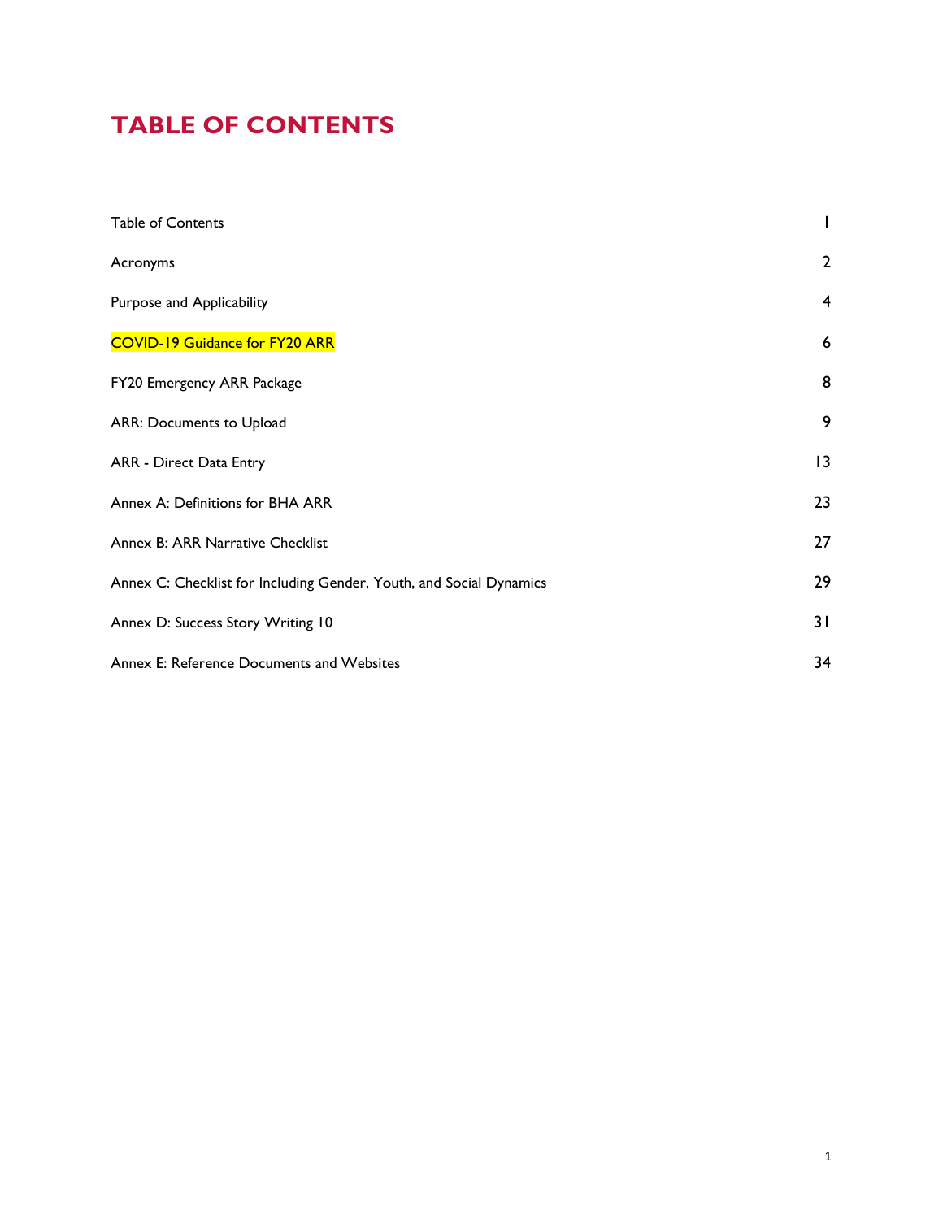# TABLE OF CONTENTS

| | |
|---|---|
| Table of Contents | 1 |
| Acronyms | 2 |
| Purpose and Applicability | 4 |
| COVID-19 Guidance for FY20 ARR | 6 |
| FY20 Emergency ARR Package | 8 |
| ARR: Documents to Upload | 9 |
| ARR - Direct Data Entry | 13 |
| Annex A: Definitions for BHA ARR | 23 |
| Annex B: ARR Narrative Checklist | 27 |
| Annex C: Checklist for Including Gender, Youth, and Social Dynamics | 29 |
| Annex D: Success Story Writing 10 | 31 |
| Annex E: Reference Documents and Websites | 34 |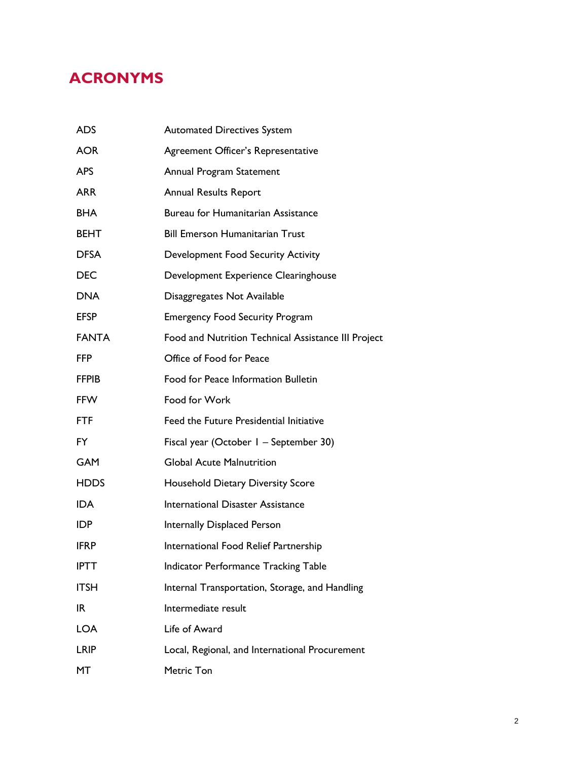## ACRONYMS

| | |
|---|---|
| ADS | Automated Directives System |
| AOR | Agreement Officer's Representative |
| APS | Annual Program Statement |
| ARR | Annual Results Report |
| BHA | Bureau for Humanitarian Assistance |
| BEHT | Bill Emerson Humanitarian Trust |
| DFSA | Development Food Security Activity |
| DEC | Development Experience Clearinghouse |
| DNA | Disaggregates Not Available |
| EFSP | Emergency Food Security Program |
| FANTA | Food and Nutrition Technical Assistance III Project |
| FFP | Office of Food for Peace |
| FFPIB | Food for Peace Information Bulletin |
| FFW | Food for Work |
| FTF | Feed the Future Presidential Initiative |
| FY | Fiscal year (October 1 – September 30) |
| GAM | Global Acute Malnutrition |
| HDDS | Household Dietary Diversity Score |
| IDA | International Disaster Assistance |
| IDP | Internally Displaced Person |
| IFRP | International Food Relief Partnership |
| IPTT | Indicator Performance Tracking Table |
| ITSH | Internal Transportation, Storage, and Handling |
| IR | Intermediate result |
| LOA | Life of Award |
| LRIP | Local, Regional, and International Procurement |
| MT | Metric Ton |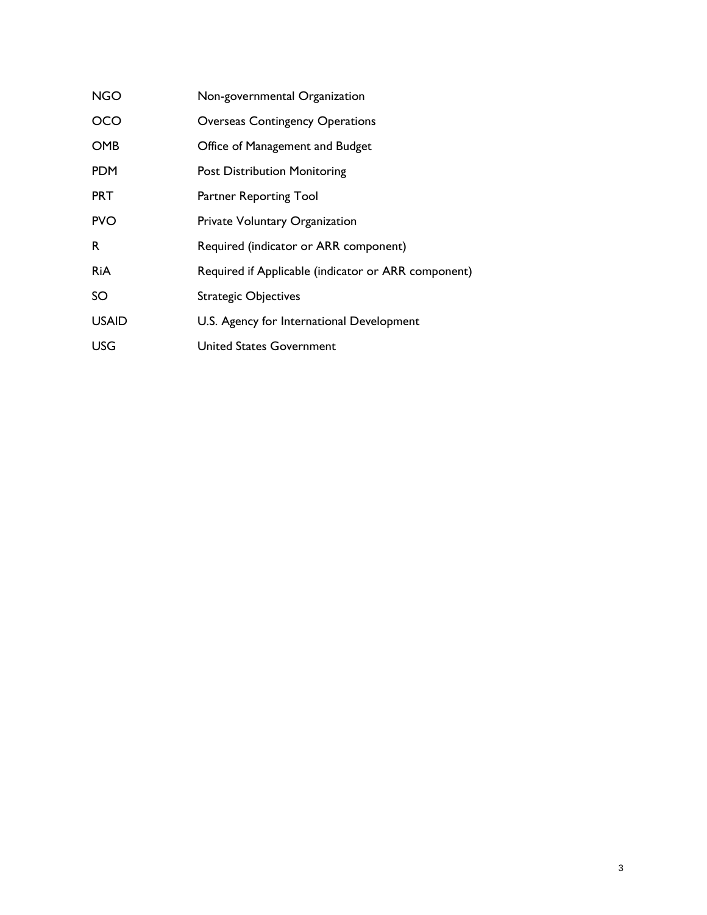| | |
|---|---|
| NGO | Non-governmental Organization |
| OCO | Overseas Contingency Operations |
| OMB | Office of Management and Budget |
| PDM | Post Distribution Monitoring |
| PRT | Partner Reporting Tool |
| PVO | Private Voluntary Organization |
| R | Required (indicator or ARR component) |
| RiA | Required if Applicable (indicator or ARR component) |
| SO | Strategic Objectives |
| USAID | U.S. Agency for International Development |
| USG | United States Government |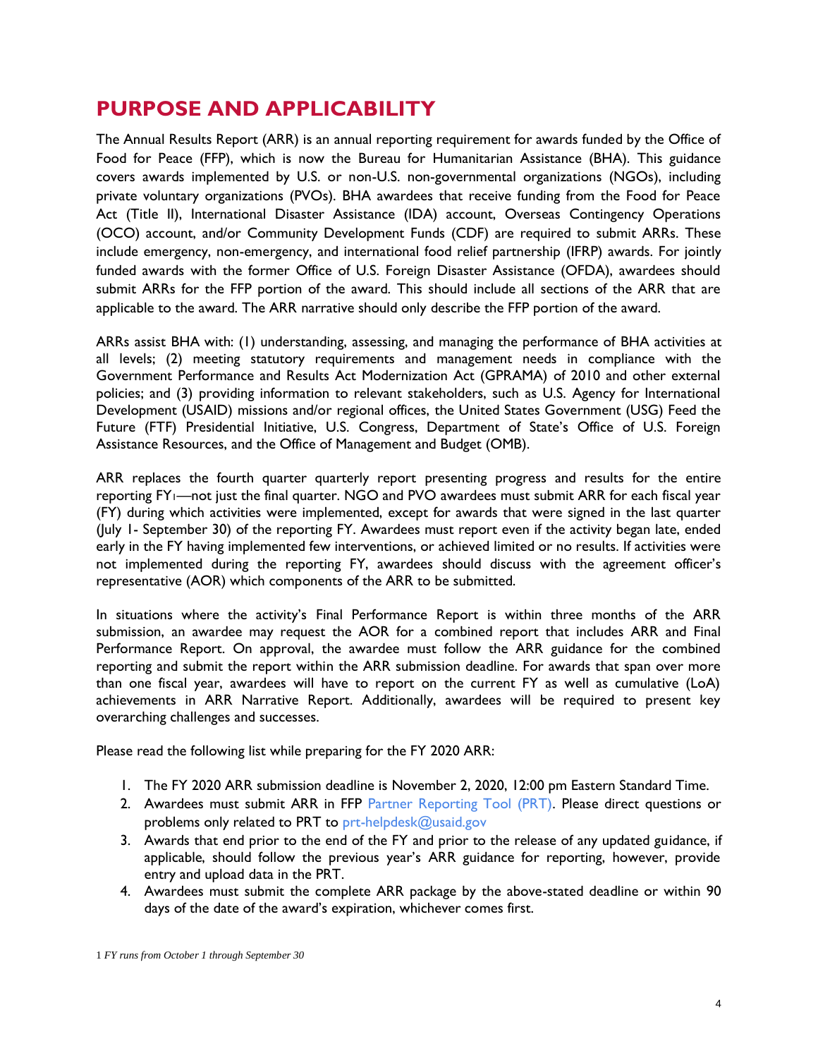## PURPOSE AND APPLICABILITY

The Annual Results Report (ARR) is an annual reporting requirement for awards funded by the Office of Food for Peace (FFP), which is now the Bureau for Humanitarian Assistance (BHA). This guidance covers awards implemented by U.S. or non-U.S. non-governmental organizations (NGOs), including private voluntary organizations (PVOs). BHA awardees that receive funding from the Food for Peace Act (Title II), International Disaster Assistance (IDA) account, Overseas Contingency Operations (OCO) account, and/or Community Development Funds (CDF) are required to submit ARRs. These include emergency, non-emergency, and international food relief partnership (IFRP) awards. For jointly funded awards with the former Office of U.S. Foreign Disaster Assistance (OFDA), awardees should submit ARRs for the FFP portion of the award. This should include all sections of the ARR that are applicable to the award. The ARR narrative should only describe the FFP portion of the award.

ARRs assist BHA with: (1) understanding, assessing, and managing the performance of BHA activities at all levels; (2) meeting statutory requirements and management needs in compliance with the Government Performance and Results Act Modernization Act (GPRAMA) of 2010 and other external policies; and (3) providing information to relevant stakeholders, such as U.S. Agency for International Development (USAID) missions and/or regional offices, the United States Government (USG) Feed the Future (FTF) Presidential Initiative, U.S. Congress, Department of State's Office of U.S. Foreign Assistance Resources, and the Office of Management and Budget (OMB).

ARR replaces the fourth quarter quarterly report presenting progress and results for the entire reporting FY[1]—not just the final quarter. NGO and PVO awardees must submit ARR for each fiscal year (FY) during which activities were implemented, except for awards that were signed in the last quarter (July 1- September 30) of the reporting FY. Awardees must report even if the activity began late, ended early in the FY having implemented few interventions, or achieved limited or no results. If activities were not implemented during the reporting FY, awardees should discuss with the agreement officer's representative (AOR) which components of the ARR to be submitted.

In situations where the activity's Final Performance Report is within three months of the ARR submission, an awardee may request the AOR for a combined report that includes ARR and Final Performance Report. On approval, the awardee must follow the ARR guidance for the combined reporting and submit the report within the ARR submission deadline. For awards that span over more than one fiscal year, awardees will have to report on the current FY as well as cumulative (LoA) achievements in ARR Narrative Report. Additionally, awardees will be required to present key overarching challenges and successes.

Please read the following list while preparing for the FY 2020 ARR:

1. The FY 2020 ARR submission deadline is November 2, 2020, 12:00 pm Eastern Standard Time.
2. Awardees must submit ARR in FFP Partner Reporting Tool (PRT). Please direct questions or problems only related to PRT to prt-helpdesk@usaid.gov
3. Awards that end prior to the end of the FY and prior to the release of any updated guidance, if applicable, should follow the previous year's ARR guidance for reporting, however, provide entry and upload data in the PRT.
4. Awardees must submit the complete ARR package by the above-stated deadline or within 90 days of the date of the award's expiration, whichever comes first.

[1] *FY runs from October 1 through September 30*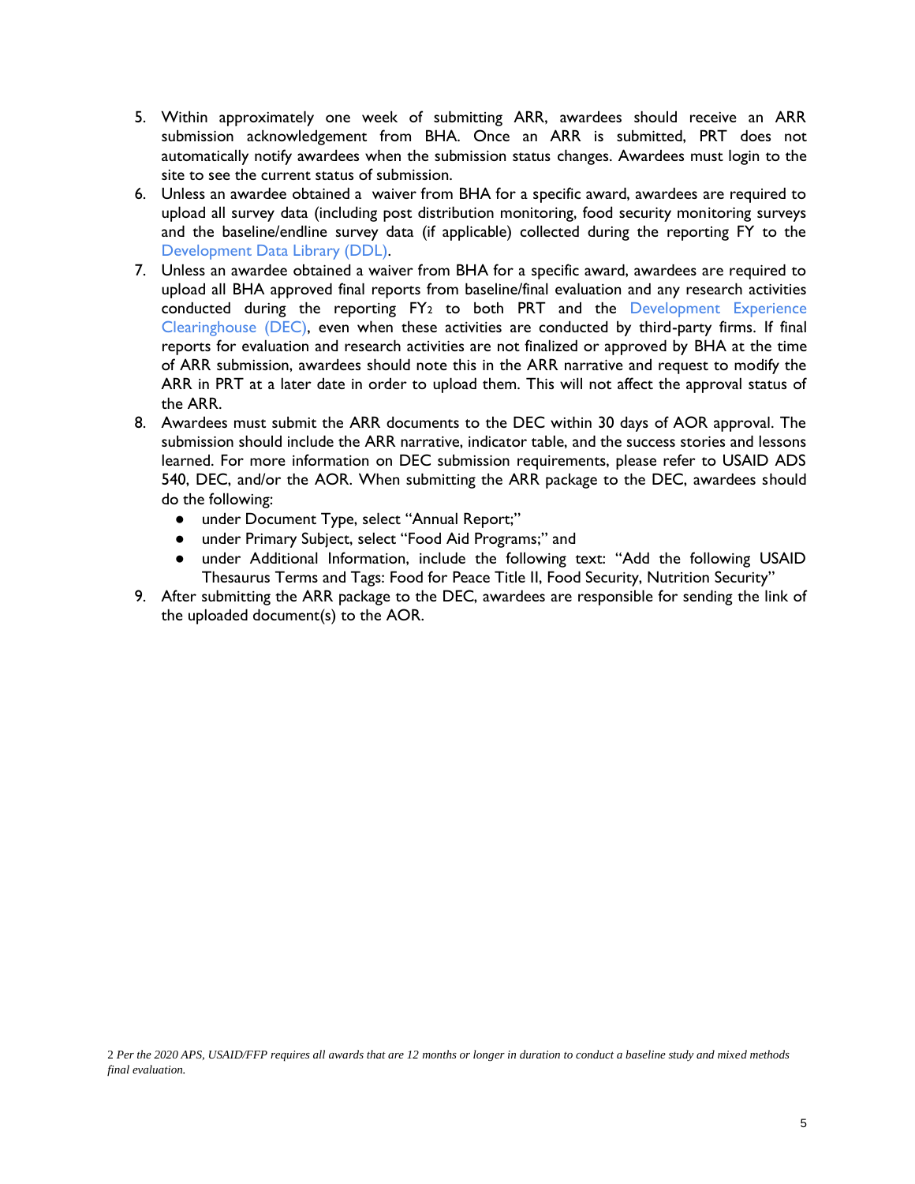5. Within approximately one week of submitting ARR, awardees should receive an ARR submission acknowledgement from BHA. Once an ARR is submitted, PRT does not automatically notify awardees when the submission status changes. Awardees must login to the site to see the current status of submission.
6. Unless an awardee obtained a waiver from BHA for a specific award, awardees are required to upload all survey data (including post distribution monitoring, food security monitoring surveys and the baseline/endline survey data (if applicable) collected during the reporting FY to the Development Data Library (DDL).
7. Unless an awardee obtained a waiver from BHA for a specific award, awardees are required to upload all BHA approved final reports from baseline/final evaluation and any research activities conducted during the reporting FY[2] to both PRT and the Development Experience Clearinghouse (DEC), even when these activities are conducted by third-party firms. If final reports for evaluation and research activities are not finalized or approved by BHA at the time of ARR submission, awardees should note this in the ARR narrative and request to modify the ARR in PRT at a later date in order to upload them. This will not affect the approval status of the ARR.
8. Awardees must submit the ARR documents to the DEC within 30 days of AOR approval. The submission should include the ARR narrative, indicator table, and the success stories and lessons learned. For more information on DEC submission requirements, please refer to USAID ADS 540, DEC, and/or the AOR. When submitting the ARR package to the DEC, awardees should do the following:
   - under Document Type, select "Annual Report;"
   - under Primary Subject, select "Food Aid Programs;" and
   - under Additional Information, include the following text: "Add the following USAID Thesaurus Terms and Tags: Food for Peace Title II, Food Security, Nutrition Security"
9. After submitting the ARR package to the DEC, awardees are responsible for sending the link of the uploaded document(s) to the AOR.

2 *Per the 2020 APS, USAID/FFP requires all awards that are 12 months or longer in duration to conduct a baseline study and mixed methods final evaluation.*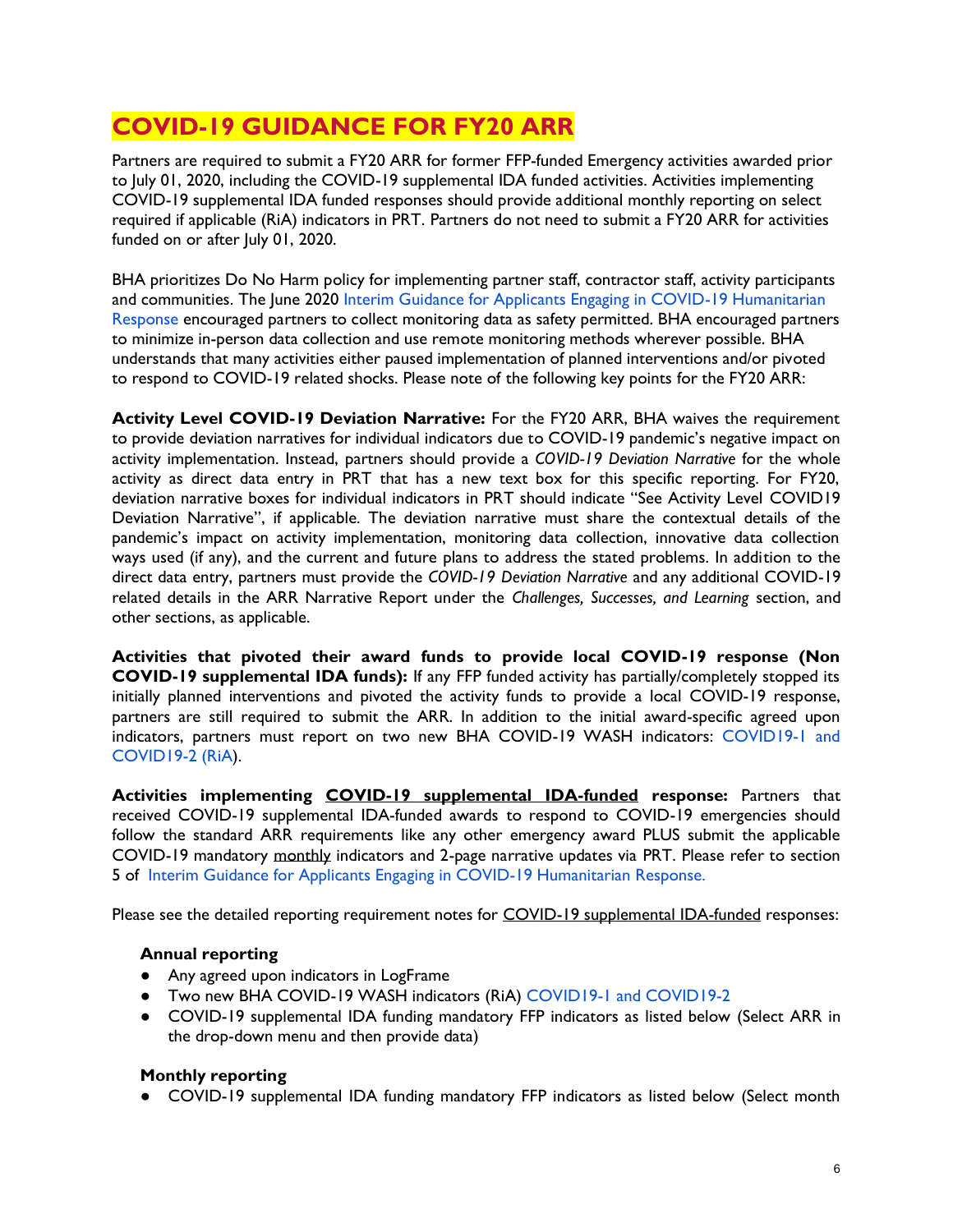# COVID-19 GUIDANCE FOR FY20 ARR

Partners are required to submit a FY20 ARR for former FFP-funded Emergency activities awarded prior to July 01, 2020, including the COVID-19 supplemental IDA funded activities. Activities implementing COVID-19 supplemental IDA funded responses should provide additional monthly reporting on select required if applicable (RiA) indicators in PRT. Partners do not need to submit a FY20 ARR for activities funded on or after July 01, 2020.

BHA prioritizes Do No Harm policy for implementing partner staff, contractor staff, activity participants and communities. The June 2020 Interim Guidance for Applicants Engaging in COVID-19 Humanitarian Response encouraged partners to collect monitoring data as safety permitted. BHA encouraged partners to minimize in-person data collection and use remote monitoring methods wherever possible. BHA understands that many activities either paused implementation of planned interventions and/or pivoted to respond to COVID-19 related shocks. Please note of the following key points for the FY20 ARR:

**Activity Level COVID-19 Deviation Narrative:** For the FY20 ARR, BHA waives the requirement to provide deviation narratives for individual indicators due to COVID-19 pandemic's negative impact on activity implementation. Instead, partners should provide a *COVID-19 Deviation Narrative* for the whole activity as direct data entry in PRT that has a new text box for this specific reporting. For FY20, deviation narrative boxes for individual indicators in PRT should indicate "See Activity Level COVID19 Deviation Narrative", if applicable. The deviation narrative must share the contextual details of the pandemic's impact on activity implementation, monitoring data collection, innovative data collection ways used (if any), and the current and future plans to address the stated problems. In addition to the direct data entry, partners must provide the *COVID-19 Deviation Narrative* and any additional COVID-19 related details in the ARR Narrative Report under the *Challenges, Successes, and Learning* section, and other sections, as applicable.

**Activities that pivoted their award funds to provide local COVID-19 response (Non COVID-19 supplemental IDA funds):** If any FFP funded activity has partially/completely stopped its initially planned interventions and pivoted the activity funds to provide a local COVID-19 response, partners are still required to submit the ARR. In addition to the initial award-specific agreed upon indicators, partners must report on two new BHA COVID-19 WASH indicators: COVID19-1 and COVID19-2 (RiA).

**Activities implementing COVID-19 supplemental IDA-funded response:** Partners that received COVID-19 supplemental IDA-funded awards to respond to COVID-19 emergencies should follow the standard ARR requirements like any other emergency award PLUS submit the applicable COVID-19 mandatory monthly indicators and 2-page narrative updates via PRT. Please refer to section 5 of Interim Guidance for Applicants Engaging in COVID-19 Humanitarian Response.

Please see the detailed reporting requirement notes for COVID-19 supplemental IDA-funded responses:

**Annual reporting**

- Any agreed upon indicators in LogFrame
- Two new BHA COVID-19 WASH indicators (RiA) COVID19-1 and COVID19-2
- COVID-19 supplemental IDA funding mandatory FFP indicators as listed below (Select ARR in the drop-down menu and then provide data)

**Monthly reporting**

- COVID-19 supplemental IDA funding mandatory FFP indicators as listed below (Select month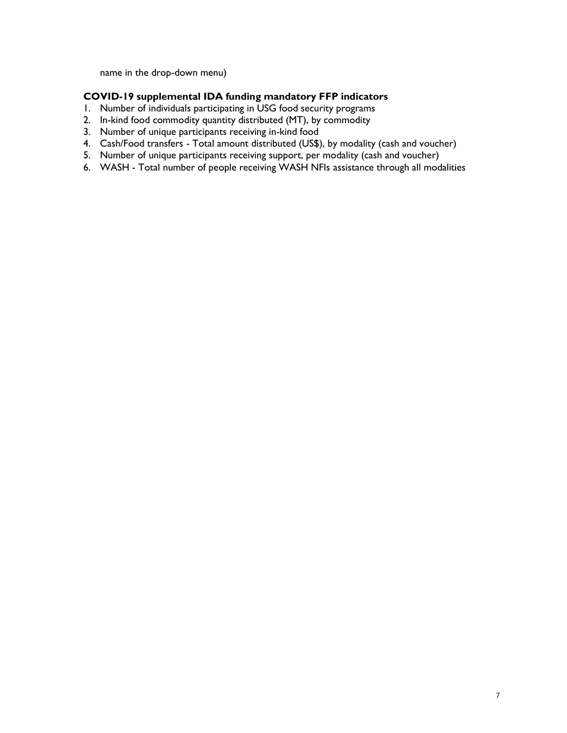name in the drop-down menu)

**COVID-19 supplemental IDA funding mandatory FFP indicators**

1. Number of individuals participating in USG food security programs
2. In-kind food commodity quantity distributed (MT), by commodity
3. Number of unique participants receiving in-kind food
4. Cash/Food transfers - Total amount distributed (US$), by modality (cash and voucher)
5. Number of unique participants receiving support, per modality (cash and voucher)
6. WASH - Total number of people receiving WASH NFIs assistance through all modalities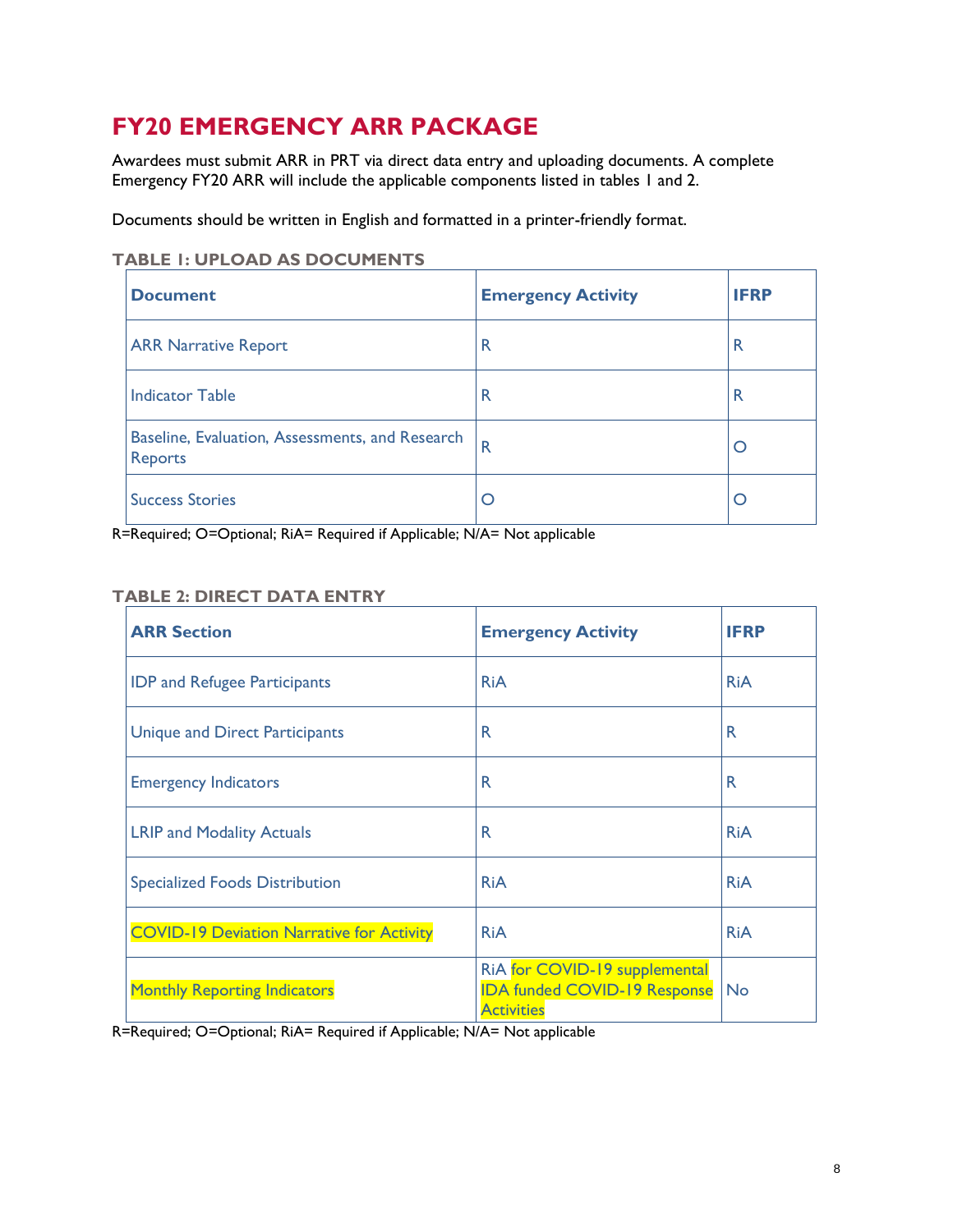# FY20 EMERGENCY ARR PACKAGE

Awardees must submit ARR in PRT via direct data entry and uploading documents. A complete Emergency FY20 ARR will include the applicable components listed in tables 1 and 2.

Documents should be written in English and formatted in a printer-friendly format.

### TABLE 1: UPLOAD AS DOCUMENTS

| Document | Emergency Activity | IFRP |
|---|---|---|
| ARR Narrative Report | R | R |
| Indicator Table | R | R |
| Baseline, Evaluation, Assessments, and Research Reports | R | O |
| Success Stories | O | O |

R=Required; O=Optional; RiA= Required if Applicable; N/A= Not applicable

### TABLE 2: DIRECT DATA ENTRY

| ARR Section | Emergency Activity | IFRP |
|---|---|---|
| IDP and Refugee Participants | RiA | RiA |
| Unique and Direct Participants | R | R |
| Emergency Indicators | R | R |
| LRIP and Modality Actuals | R | RiA |
| Specialized Foods Distribution | RiA | RiA |
| COVID-19 Deviation Narrative for Activity | RiA | RiA |
| Monthly Reporting Indicators | RiA for COVID-19 supplemental IDA funded COVID-19 Response Activities | No |

R=Required; O=Optional; RiA= Required if Applicable; N/A= Not applicable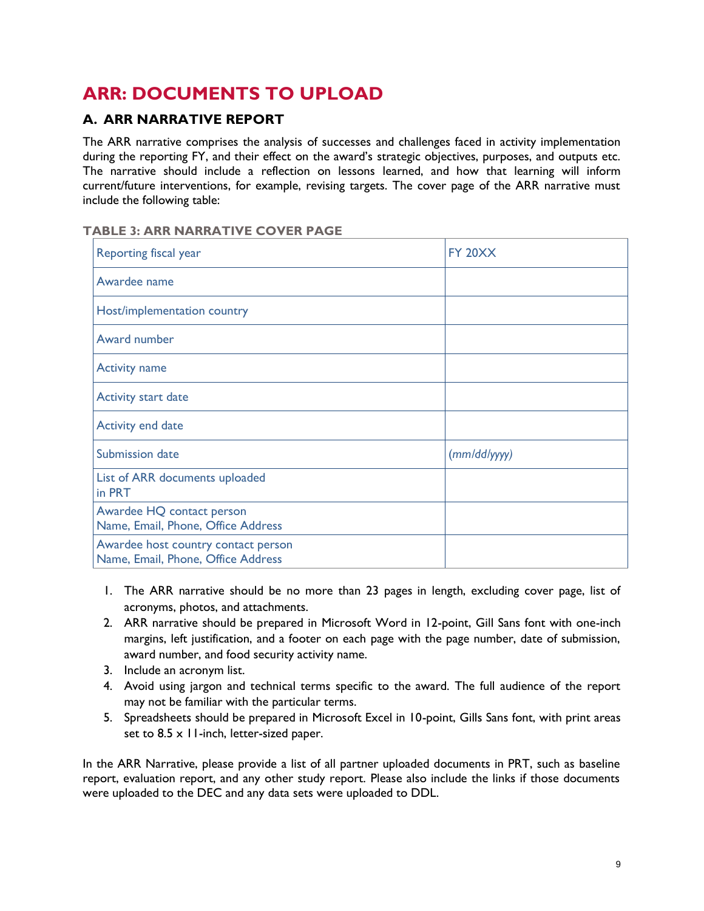# ARR: DOCUMENTS TO UPLOAD

## A. ARR NARRATIVE REPORT

The ARR narrative comprises the analysis of successes and challenges faced in activity implementation during the reporting FY, and their effect on the award's strategic objectives, purposes, and outputs etc. The narrative should include a reflection on lessons learned, and how that learning will inform current/future interventions, for example, revising targets. The cover page of the ARR narrative must include the following table:

**TABLE 3: ARR NARRATIVE COVER PAGE**

| Reporting fiscal year | FY 20XX |
|---|---|
| Awardee name | |
| Host/implementation country | |
| Award number | |
| Activity name | |
| Activity start date | |
| Activity end date | |
| Submission date | *(mm/dd/yyyy)* |
| List of ARR documents uploaded in PRT | |
| Awardee HQ contact person Name, Email, Phone, Office Address | |
| Awardee host country contact person Name, Email, Phone, Office Address | |

1. The ARR narrative should be no more than 23 pages in length, excluding cover page, list of acronyms, photos, and attachments.
2. ARR narrative should be prepared in Microsoft Word in 12-point, Gill Sans font with one-inch margins, left justification, and a footer on each page with the page number, date of submission, award number, and food security activity name.
3. Include an acronym list.
4. Avoid using jargon and technical terms specific to the award. The full audience of the report may not be familiar with the particular terms.
5. Spreadsheets should be prepared in Microsoft Excel in 10-point, Gills Sans font, with print areas set to 8.5 x 11-inch, letter-sized paper.

In the ARR Narrative, please provide a list of all partner uploaded documents in PRT, such as baseline report, evaluation report, and any other study report. Please also include the links if those documents were uploaded to the DEC and any data sets were uploaded to DDL.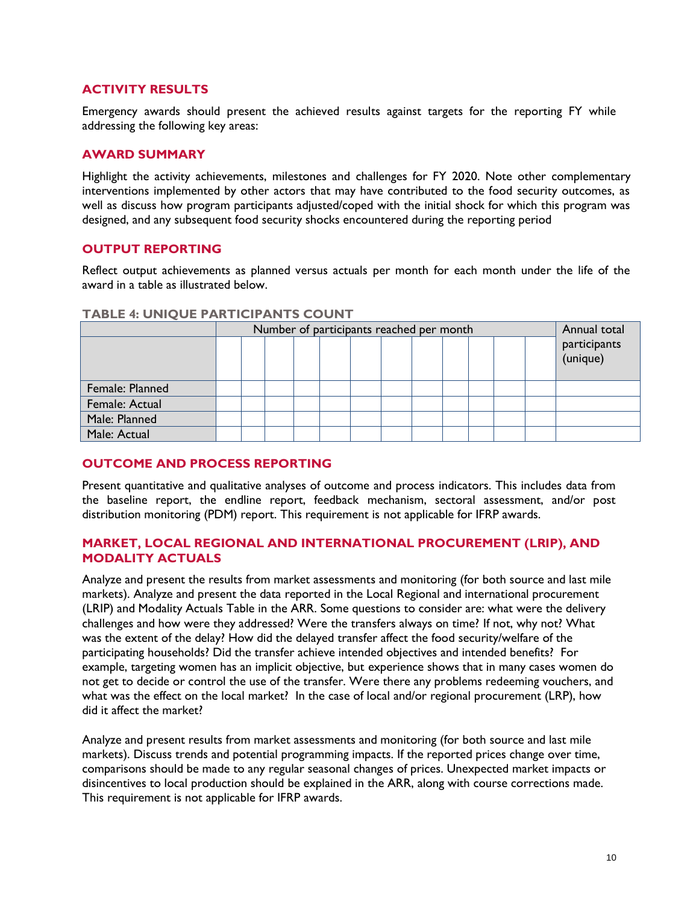## ACTIVITY RESULTS

Emergency awards should present the achieved results against targets for the reporting FY while addressing the following key areas:

## AWARD SUMMARY

Highlight the activity achievements, milestones and challenges for FY 2020. Note other complementary interventions implemented by other actors that may have contributed to the food security outcomes, as well as discuss how program participants adjusted/coped with the initial shock for which this program was designed, and any subsequent food security shocks encountered during the reporting period

## OUTPUT REPORTING

Reflect output achievements as planned versus actuals per month for each month under the life of the award in a table as illustrated below.

**TABLE 4: UNIQUE PARTICIPANTS COUNT**

| | Number of participants reached per month | | | | | | | | | | | | Annual total participants (unique) |
|---|---|---|---|---|---|---|---|---|---|---|---|---|---|
| | | | | | | | | | | | | | |
| Female: Planned | | | | | | | | | | | | | |
| Female: Actual | | | | | | | | | | | | | |
| Male: Planned | | | | | | | | | | | | | |
| Male: Actual | | | | | | | | | | | | | |

## OUTCOME AND PROCESS REPORTING

Present quantitative and qualitative analyses of outcome and process indicators. This includes data from the baseline report, the endline report, feedback mechanism, sectoral assessment, and/or post distribution monitoring (PDM) report. This requirement is not applicable for IFRP awards.

## MARKET, LOCAL REGIONAL AND INTERNATIONAL PROCUREMENT (LRIP), AND MODALITY ACTUALS

Analyze and present the results from market assessments and monitoring (for both source and last mile markets). Analyze and present the data reported in the Local Regional and international procurement (LRIP) and Modality Actuals Table in the ARR. Some questions to consider are: what were the delivery challenges and how were they addressed? Were the transfers always on time? If not, why not? What was the extent of the delay? How did the delayed transfer affect the food security/welfare of the participating households? Did the transfer achieve intended objectives and intended benefits? For example, targeting women has an implicit objective, but experience shows that in many cases women do not get to decide or control the use of the transfer. Were there any problems redeeming vouchers, and what was the effect on the local market? In the case of local and/or regional procurement (LRP), how did it affect the market?

Analyze and present results from market assessments and monitoring (for both source and last mile markets). Discuss trends and potential programming impacts. If the reported prices change over time, comparisons should be made to any regular seasonal changes of prices. Unexpected market impacts or disincentives to local production should be explained in the ARR, along with course corrections made. This requirement is not applicable for IFRP awards.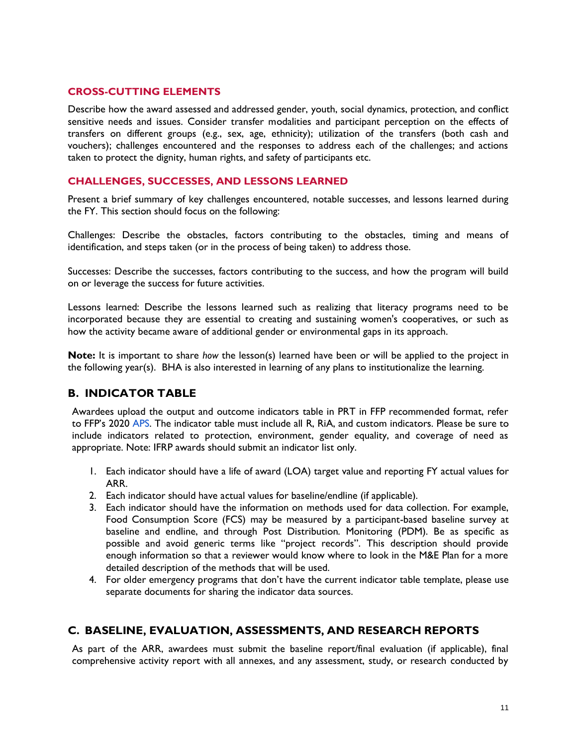### CROSS-CUTTING ELEMENTS

Describe how the award assessed and addressed gender, youth, social dynamics, protection, and conflict sensitive needs and issues. Consider transfer modalities and participant perception on the effects of transfers on different groups (e.g., sex, age, ethnicity); utilization of the transfers (both cash and vouchers); challenges encountered and the responses to address each of the challenges; and actions taken to protect the dignity, human rights, and safety of participants etc.

### CHALLENGES, SUCCESSES, AND LESSONS LEARNED

Present a brief summary of key challenges encountered, notable successes, and lessons learned during the FY. This section should focus on the following:

Challenges: Describe the obstacles, factors contributing to the obstacles, timing and means of identification, and steps taken (or in the process of being taken) to address those.

Successes: Describe the successes, factors contributing to the success, and how the program will build on or leverage the success for future activities.

Lessons learned: Describe the lessons learned such as realizing that literacy programs need to be incorporated because they are essential to creating and sustaining women's cooperatives, or such as how the activity became aware of additional gender or environmental gaps in its approach.

**Note:** It is important to share *how* the lesson(s) learned have been or will be applied to the project in the following year(s). BHA is also interested in learning of any plans to institutionalize the learning.

## B. INDICATOR TABLE

Awardees upload the output and outcome indicators table in PRT in FFP recommended format, refer to FFP's 2020 APS. The indicator table must include all R, RiA, and custom indicators. Please be sure to include indicators related to protection, environment, gender equality, and coverage of need as appropriate. Note: IFRP awards should submit an indicator list only.

1. Each indicator should have a life of award (LOA) target value and reporting FY actual values for ARR.
2. Each indicator should have actual values for baseline/endline (if applicable).
3. Each indicator should have the information on methods used for data collection. For example, Food Consumption Score (FCS) may be measured by a participant-based baseline survey at baseline and endline, and through Post Distribution. Monitoring (PDM). Be as specific as possible and avoid generic terms like "project records". This description should provide enough information so that a reviewer would know where to look in the M&E Plan for a more detailed description of the methods that will be used.
4. For older emergency programs that don't have the current indicator table template, please use separate documents for sharing the indicator data sources.

## C. BASELINE, EVALUATION, ASSESSMENTS, AND RESEARCH REPORTS

As part of the ARR, awardees must submit the baseline report/final evaluation (if applicable), final comprehensive activity report with all annexes, and any assessment, study, or research conducted by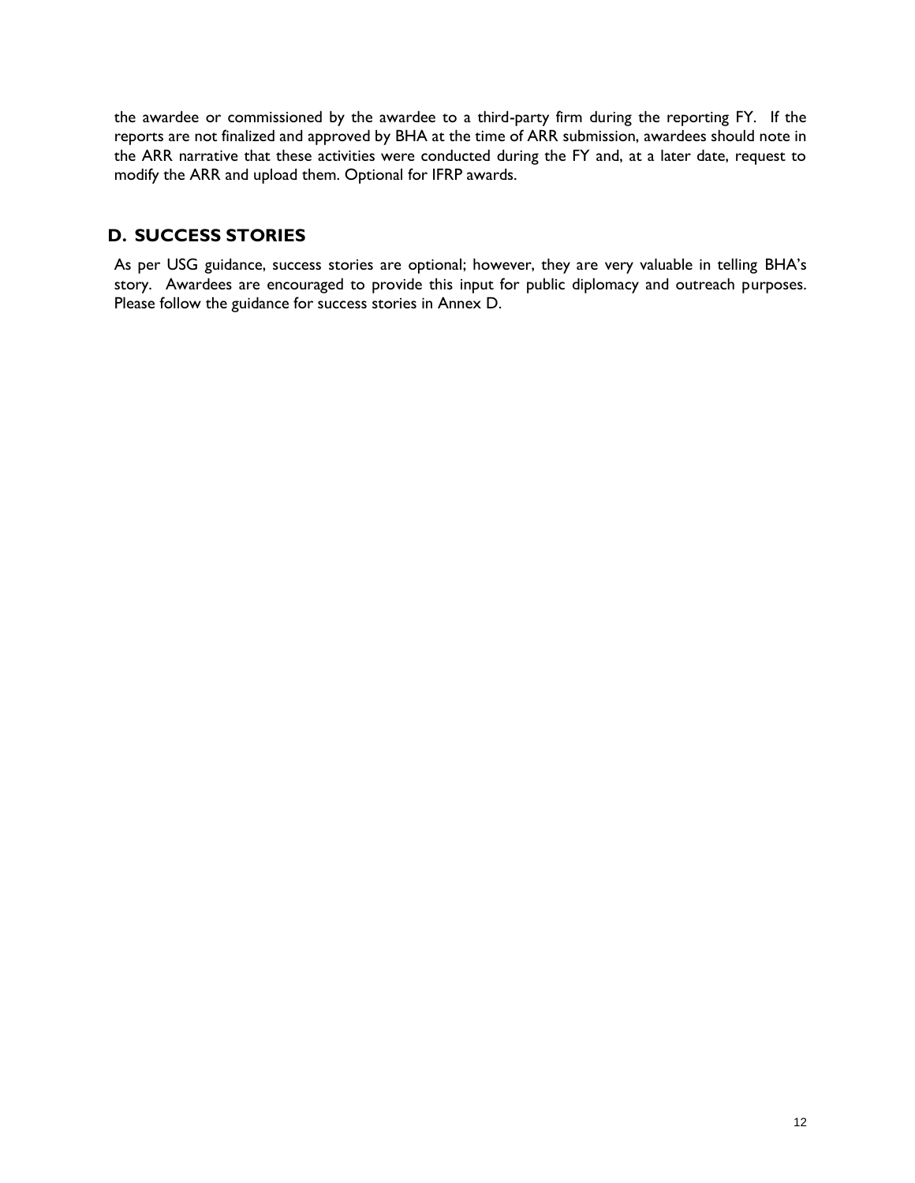the awardee or commissioned by the awardee to a third-party firm during the reporting FY. If the reports are not finalized and approved by BHA at the time of ARR submission, awardees should note in the ARR narrative that these activities were conducted during the FY and, at a later date, request to modify the ARR and upload them. Optional for IFRP awards.

## D. SUCCESS STORIES

As per USG guidance, success stories are optional; however, they are very valuable in telling BHA's story. Awardees are encouraged to provide this input for public diplomacy and outreach purposes. Please follow the guidance for success stories in Annex D.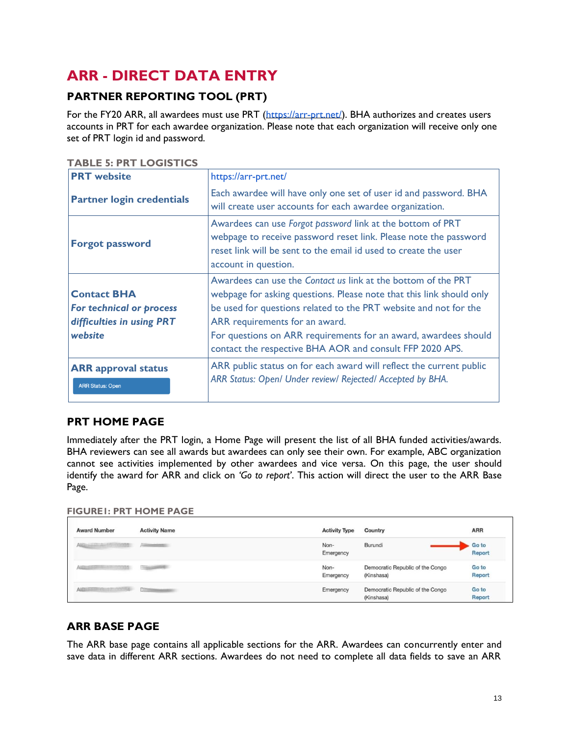# ARR - DIRECT DATA ENTRY

## PARTNER REPORTING TOOL (PRT)

For the FY20 ARR, all awardees must use PRT (https://arr-prt.net/). BHA authorizes and creates users accounts in PRT for each awardee organization. Please note that each organization will receive only one set of PRT login id and password.

**TABLE 5: PRT LOGISTICS**

| | |
|---|---|
| **PRT website**<br><br>**Partner login credentials** | https://arr-prt.net/<br><br>Each awardee will have only one set of user id and password. BHA will create user accounts for each awardee organization. |
| **Forgot password** | Awardees can use *Forgot password* link at the bottom of PRT webpage to receive password reset link. Please note the password reset link will be sent to the email id used to create the user account in question. |
| **Contact BHA**<br>***For technical or process difficulties in using PRT website*** | Awardees can use the *Contact us* link at the bottom of the PRT webpage for asking questions. Please note that this link should only be used for questions related to the PRT website and not for the ARR requirements for an award.<br>For questions on ARR requirements for an award, awardees should contact the respective BHA AOR and consult FFP 2020 APS. |
| **ARR approval status**<br>ARR Status: Open | ARR public status on for each award will reflect the current public *ARR Status: Open/ Under review/ Rejected/ Accepted by BHA.* |

## PRT HOME PAGE

Immediately after the PRT login, a Home Page will present the list of all BHA funded activities/awards. BHA reviewers can see all awards but awardees can only see their own. For example, ABC organization cannot see activities implemented by other awardees and vice versa. On this page, the user should identify the award for ARR and click on *'Go to report'*. This action will direct the user to the ARR Base Page.

**FIGURE1: PRT HOME PAGE**

| Award Number | Activity Name | Activity Type | Country | ARR |
|---|---|---|---|---|
| | | Non-Emergency | Burundi | Go to Report |
| | | Non-Emergency | Democratic Republic of the Congo (Kinshasa) | Go to Report |
| | | Emergency | Democratic Republic of the Congo (Kinshasa) | Go to Report |

## ARR BASE PAGE

The ARR base page contains all applicable sections for the ARR. Awardees can concurrently enter and save data in different ARR sections. Awardees do not need to complete all data fields to save an ARR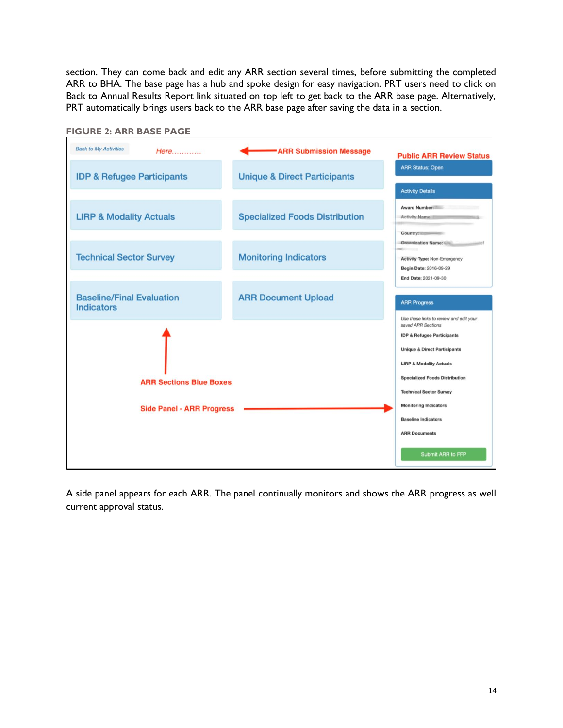section. They can come back and edit any ARR section several times, before submitting the completed ARR to BHA. The base page has a hub and spoke design for easy navigation. PRT users need to click on Back to Annual Results Report link situated on top left to get back to the ARR base page. Alternatively, PRT automatically brings users back to the ARR base page after saving the data in a section.

**FIGURE 2: ARR BASE PAGE**

A side panel appears for each ARR. The panel continually monitors and shows the ARR progress as well current approval status.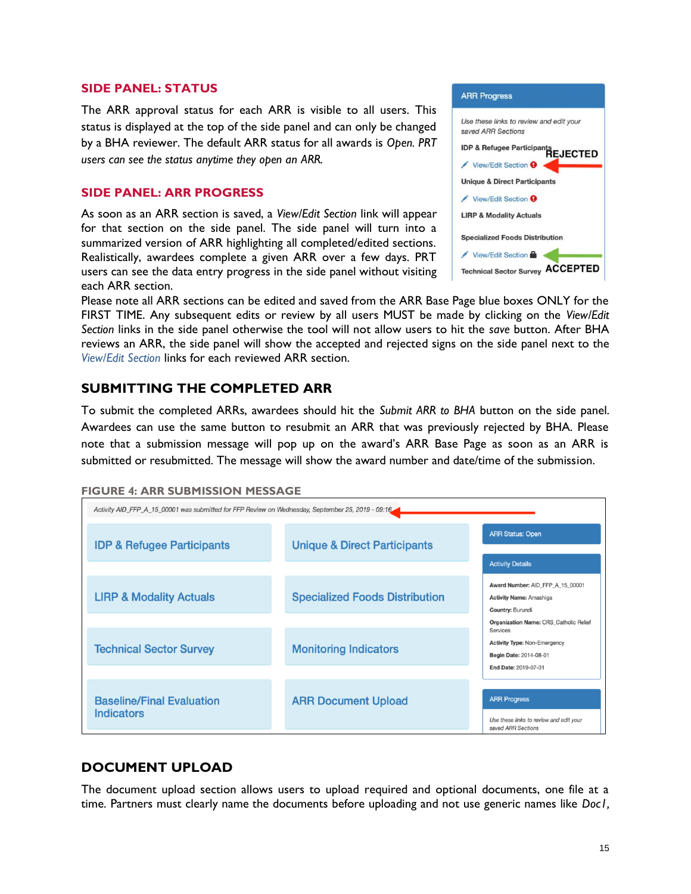## SIDE PANEL: STATUS

The ARR approval status for each ARR is visible to all users. This status is displayed at the top of the side panel and can only be changed by a BHA reviewer. The default ARR status for all awards is *Open. PRT users can see the status anytime they open an ARR.*

## SIDE PANEL: ARR PROGRESS

As soon as an ARR section is saved, a *View/Edit Section* link will appear for that section on the side panel. The side panel will turn into a summarized version of ARR highlighting all completed/edited sections. Realistically, awardees complete a given ARR over a few days. PRT users can see the data entry progress in the side panel without visiting each ARR section.

Please note all ARR sections can be edited and saved from the ARR Base Page blue boxes ONLY for the FIRST TIME. Any subsequent edits or review by all users MUST be made by clicking on the *View/Edit Section* links in the side panel otherwise the tool will not allow users to hit the *save* button. After BHA reviews an ARR, the side panel will show the accepted and rejected signs on the side panel next to the *View/Edit Section* links for each reviewed ARR section.

## SUBMITTING THE COMPLETED ARR

To submit the completed ARRs, awardees should hit the *Submit ARR to BHA* button on the side panel. Awardees can use the same button to resubmit an ARR that was previously rejected by BHA. Please note that a submission message will pop up on the award's ARR Base Page as soon as an ARR is submitted or resubmitted. The message will show the award number and date/time of the submission.

**FIGURE 4: ARR SUBMISSION MESSAGE**

## DOCUMENT UPLOAD

The document upload section allows users to upload required and optional documents, one file at a time. Partners must clearly name the documents before uploading and not use generic names like *Doc1*,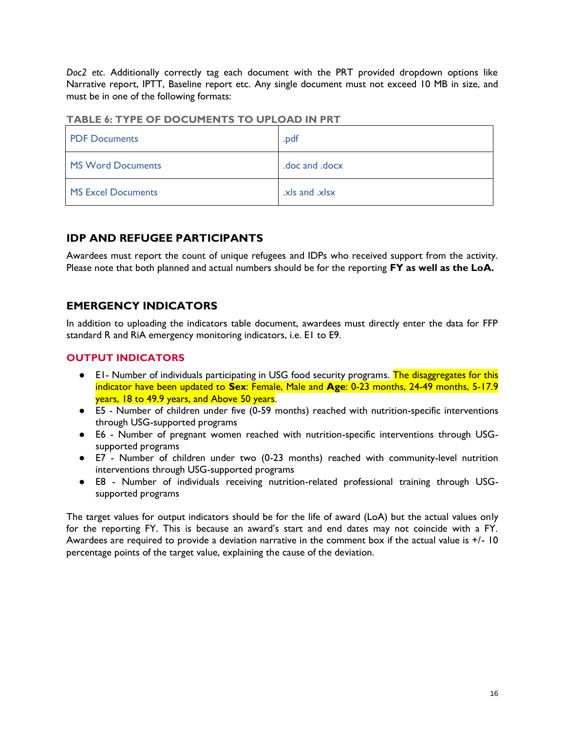*Doc2 etc.* Additionally correctly tag each document with the PRT provided dropdown options like Narrative report, IPTT, Baseline report etc. Any single document must not exceed 10 MB in size, and must be in one of the following formats:

**TABLE 6: TYPE OF DOCUMENTS TO UPLOAD IN PRT**

| PDF Documents | .pdf |
|---|---|
| MS Word Documents | .doc and .docx |
| MS Excel Documents | .xls and .xlsx |

## IDP AND REFUGEE PARTICIPANTS

Awardees must report the count of unique refugees and IDPs who received support from the activity. Please note that both planned and actual numbers should be for the reporting **FY as well as the LoA.**

## EMERGENCY INDICATORS

In addition to uploading the indicators table document, awardees must directly enter the data for FFP standard R and RiA emergency monitoring indicators, i.e. E1 to E9.

### OUTPUT INDICATORS

- E1- Number of individuals participating in USG food security programs. The disaggregates for this indicator have been updated to **Sex**: Female, Male and **Age**: 0-23 months, 24-49 months, 5-17.9 years, 18 to 49.9 years, and Above 50 years.
- E5 - Number of children under five (0-59 months) reached with nutrition-specific interventions through USG-supported programs
- E6 - Number of pregnant women reached with nutrition-specific interventions through USG-supported programs
- E7 - Number of children under two (0-23 months) reached with community-level nutrition interventions through USG-supported programs
- E8 - Number of individuals receiving nutrition-related professional training through USG-supported programs

The target values for output indicators should be for the life of award (LoA) but the actual values only for the reporting FY. This is because an award's start and end dates may not coincide with a FY. Awardees are required to provide a deviation narrative in the comment box if the actual value is +/- 10 percentage points of the target value, explaining the cause of the deviation.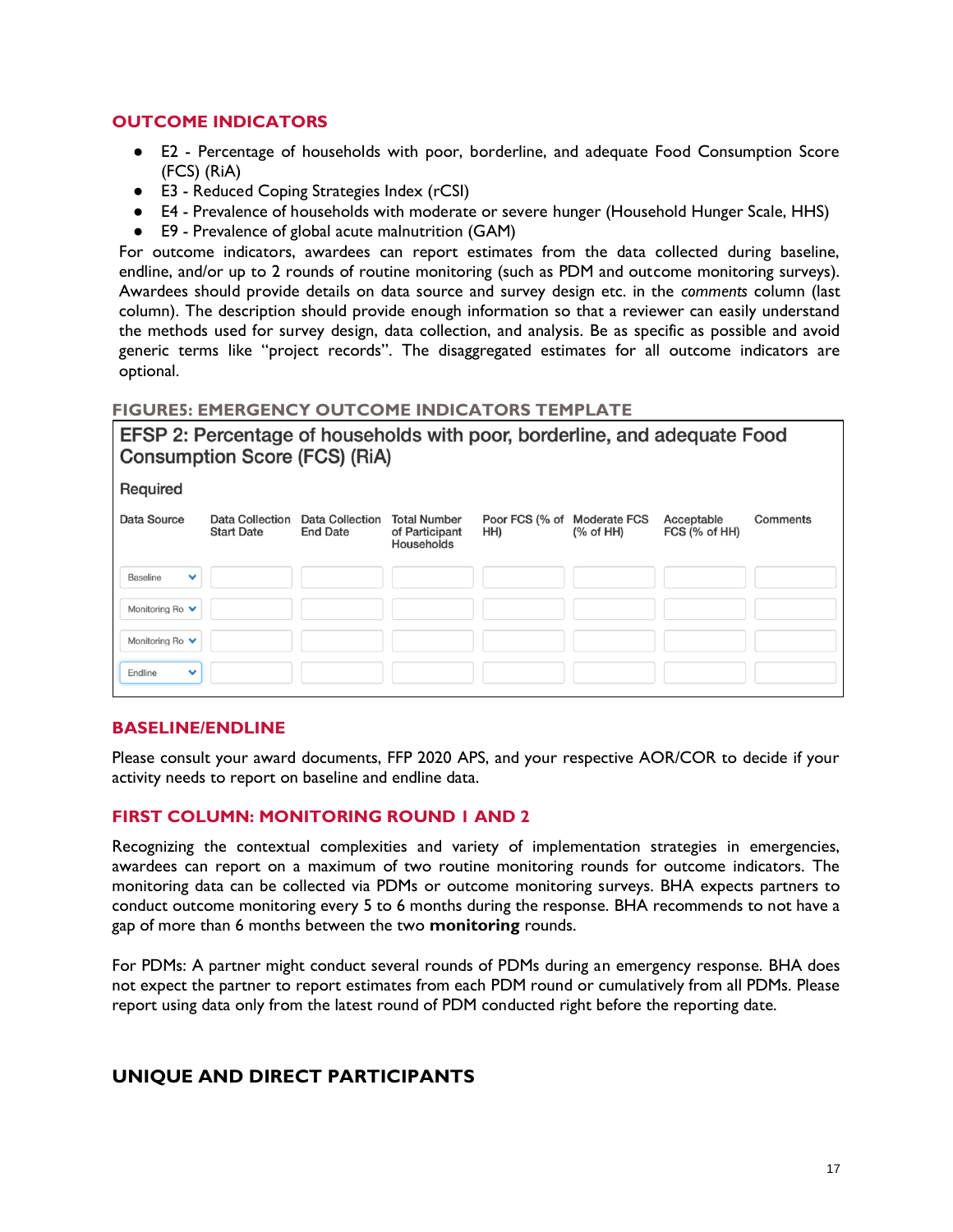## OUTCOME INDICATORS

- E2 - Percentage of households with poor, borderline, and adequate Food Consumption Score (FCS) (RiA)
- E3 - Reduced Coping Strategies Index (rCSI)
- E4 - Prevalence of households with moderate or severe hunger (Household Hunger Scale, HHS)
- E9 - Prevalence of global acute malnutrition (GAM)

For outcome indicators, awardees can report estimates from the data collected during baseline, endline, and/or up to 2 rounds of routine monitoring (such as PDM and outcome monitoring surveys). Awardees should provide details on data source and survey design etc. in the *comments* column (last column). The description should provide enough information so that a reviewer can easily understand the methods used for survey design, data collection, and analysis. Be as specific as possible and avoid generic terms like "project records". The disaggregated estimates for all outcome indicators are optional.

### FIGURE5: EMERGENCY OUTCOME INDICATORS TEMPLATE

**EFSP 2: Percentage of households with poor, borderline, and adequate Food Consumption Score (FCS) (RiA)**

Required

| Data Source | Data Collection Start Date | Data Collection End Date | Total Number of Participant Households | Poor FCS (% of HH) | Moderate FCS (% of HH) | Acceptable FCS (% of HH) | Comments |
|---|---|---|---|---|---|---|---|
| Baseline | | | | | | | |
| Monitoring Ro | | | | | | | |
| Monitoring Ro | | | | | | | |
| Endline | | | | | | | |

## BASELINE/ENDLINE

Please consult your award documents, FFP 2020 APS, and your respective AOR/COR to decide if your activity needs to report on baseline and endline data.

## FIRST COLUMN: MONITORING ROUND 1 AND 2

Recognizing the contextual complexities and variety of implementation strategies in emergencies, awardees can report on a maximum of two routine monitoring rounds for outcome indicators. The monitoring data can be collected via PDMs or outcome monitoring surveys. BHA expects partners to conduct outcome monitoring every 5 to 6 months during the response. BHA recommends to not have a gap of more than 6 months between the two **monitoring** rounds.

For PDMs: A partner might conduct several rounds of PDMs during an emergency response. BHA does not expect the partner to report estimates from each PDM round or cumulatively from all PDMs. Please report using data only from the latest round of PDM conducted right before the reporting date.

## UNIQUE AND DIRECT PARTICIPANTS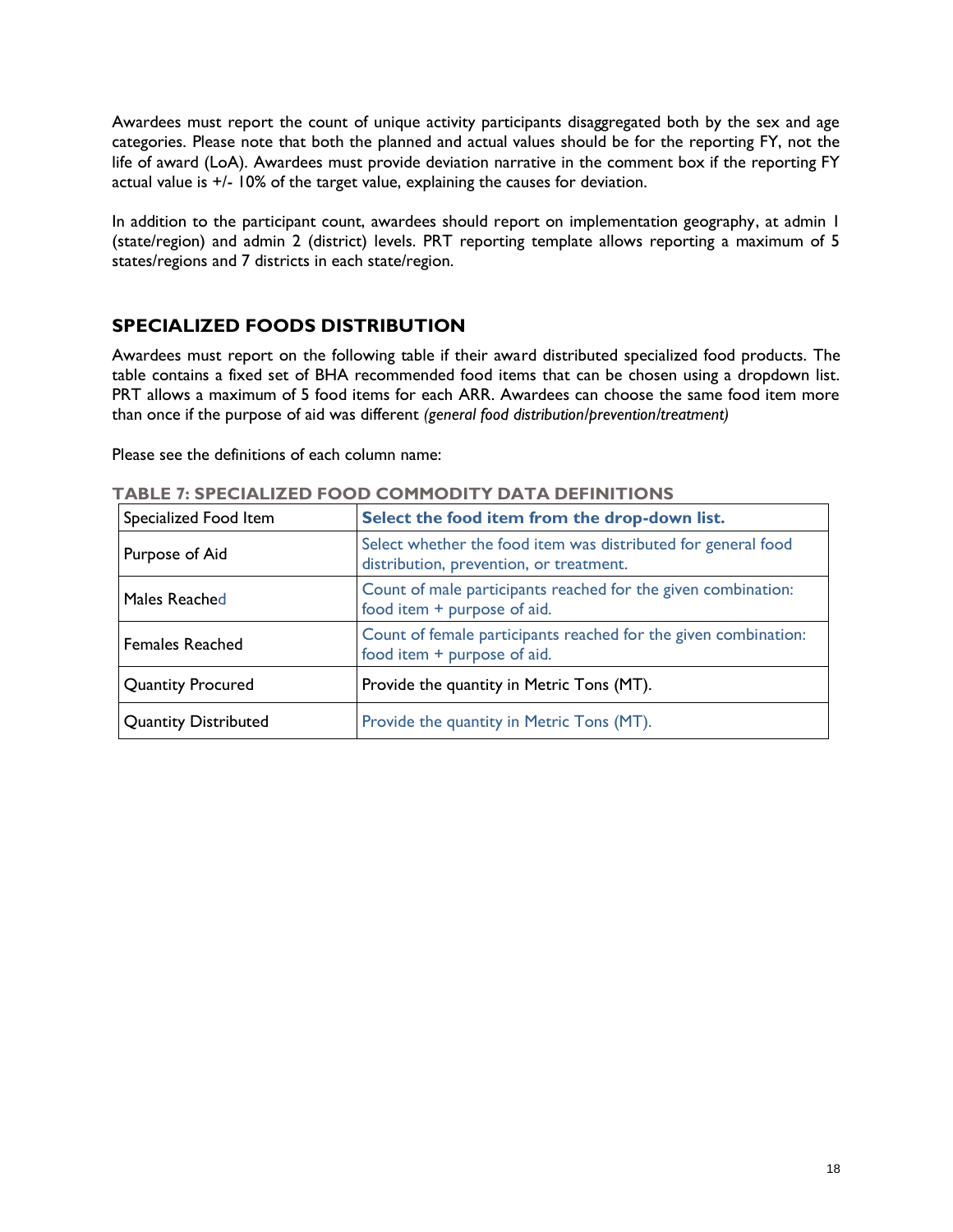Awardees must report the count of unique activity participants disaggregated both by the sex and age categories. Please note that both the planned and actual values should be for the reporting FY, not the life of award (LoA). Awardees must provide deviation narrative in the comment box if the reporting FY actual value is +/- 10% of the target value, explaining the causes for deviation.

In addition to the participant count, awardees should report on implementation geography, at admin 1 (state/region) and admin 2 (district) levels. PRT reporting template allows reporting a maximum of 5 states/regions and 7 districts in each state/region.

## SPECIALIZED FOODS DISTRIBUTION

Awardees must report on the following table if their award distributed specialized food products. The table contains a fixed set of BHA recommended food items that can be chosen using a dropdown list. PRT allows a maximum of 5 food items for each ARR. Awardees can choose the same food item more than once if the purpose of aid was different *(general food distribution/prevention/treatment)*

Please see the definitions of each column name:

**TABLE 7: SPECIALIZED FOOD COMMODITY DATA DEFINITIONS**

| Specialized Food Item | **Select the food item from the drop-down list.** |
|---|---|
| Purpose of Aid | Select whether the food item was distributed for general food distribution, prevention, or treatment. |
| Males Reached | Count of male participants reached for the given combination: food item + purpose of aid. |
| Females Reached | Count of female participants reached for the given combination: food item + purpose of aid. |
| Quantity Procured | Provide the quantity in Metric Tons (MT). |
| Quantity Distributed | Provide the quantity in Metric Tons (MT). |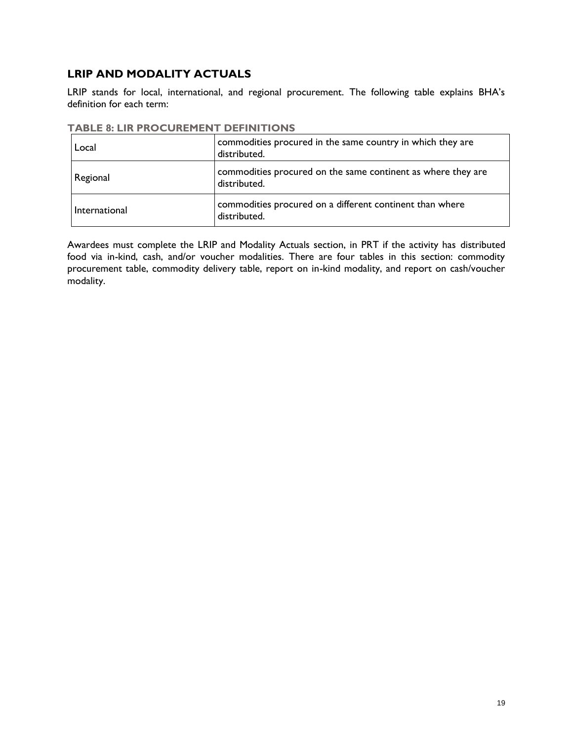## LRIP AND MODALITY ACTUALS

LRIP stands for local, international, and regional procurement. The following table explains BHA's definition for each term:

### TABLE 8: LIR PROCUREMENT DEFINITIONS

| | |
|---|---|
| Local | commodities procured in the same country in which they are distributed. |
| Regional | commodities procured on the same continent as where they are distributed. |
| International | commodities procured on a different continent than where distributed. |

Awardees must complete the LRIP and Modality Actuals section, in PRT if the activity has distributed food via in-kind, cash, and/or voucher modalities. There are four tables in this section: commodity procurement table, commodity delivery table, report on in-kind modality, and report on cash/voucher modality.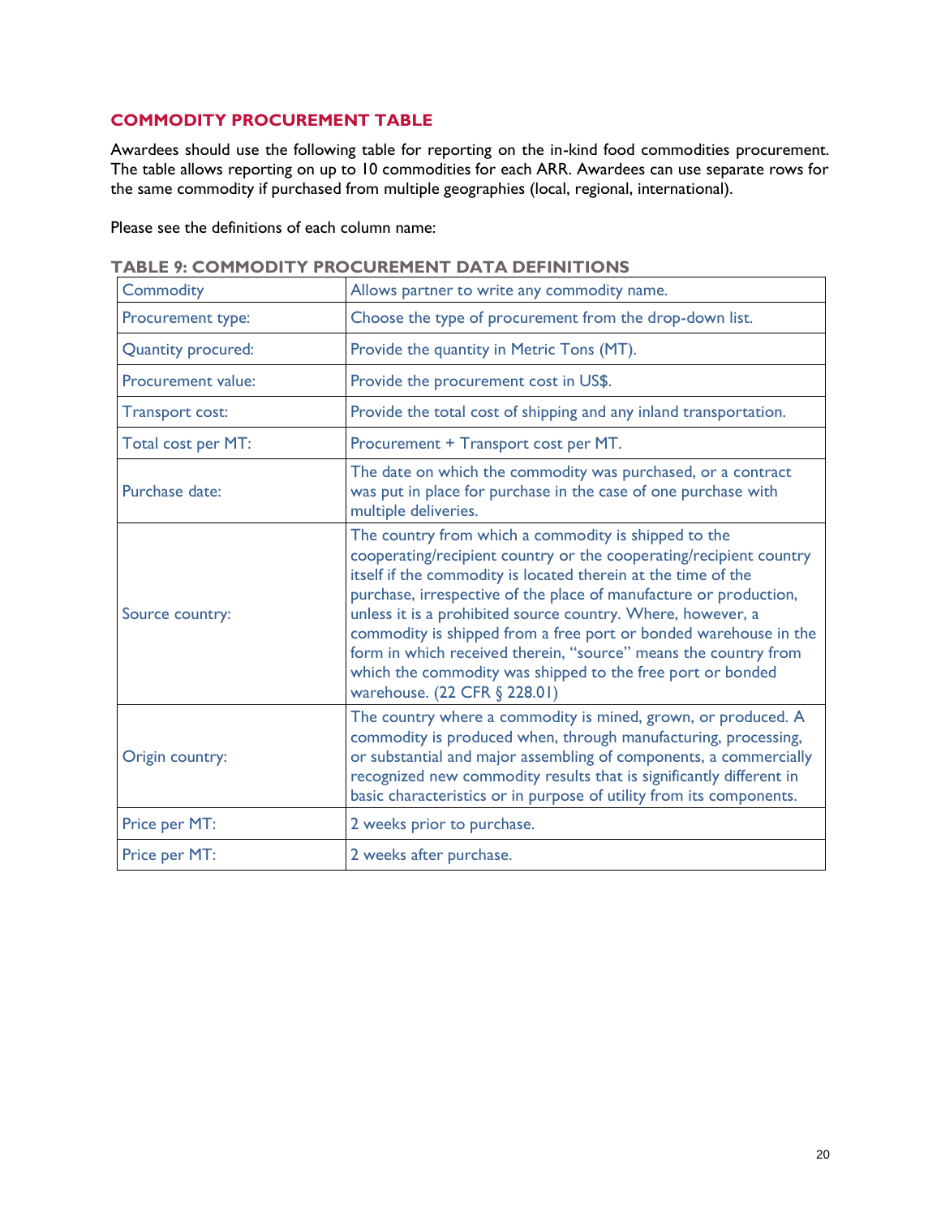## COMMODITY PROCUREMENT TABLE

Awardees should use the following table for reporting on the in-kind food commodities procurement. The table allows reporting on up to 10 commodities for each ARR. Awardees can use separate rows for the same commodity if purchased from multiple geographies (local, regional, international).

Please see the definitions of each column name:

### TABLE 9: COMMODITY PROCUREMENT DATA DEFINITIONS

| | |
|---|---|
| Commodity | Allows partner to write any commodity name. |
| Procurement type: | Choose the type of procurement from the drop-down list. |
| Quantity procured: | Provide the quantity in Metric Tons (MT). |
| Procurement value: | Provide the procurement cost in US$. |
| Transport cost: | Provide the total cost of shipping and any inland transportation. |
| Total cost per MT: | Procurement + Transport cost per MT. |
| Purchase date: | The date on which the commodity was purchased, or a contract was put in place for purchase in the case of one purchase with multiple deliveries. |
| Source country: | The country from which a commodity is shipped to the cooperating/recipient country or the cooperating/recipient country itself if the commodity is located therein at the time of the purchase, irrespective of the place of manufacture or production, unless it is a prohibited source country. Where, however, a commodity is shipped from a free port or bonded warehouse in the form in which received therein, "source" means the country from which the commodity was shipped to the free port or bonded warehouse. (22 CFR § 228.01) |
| Origin country: | The country where a commodity is mined, grown, or produced. A commodity is produced when, through manufacturing, processing, or substantial and major assembling of components, a commercially recognized new commodity results that is significantly different in basic characteristics or in purpose of utility from its components. |
| Price per MT: | 2 weeks prior to purchase. |
| Price per MT: | 2 weeks after purchase. |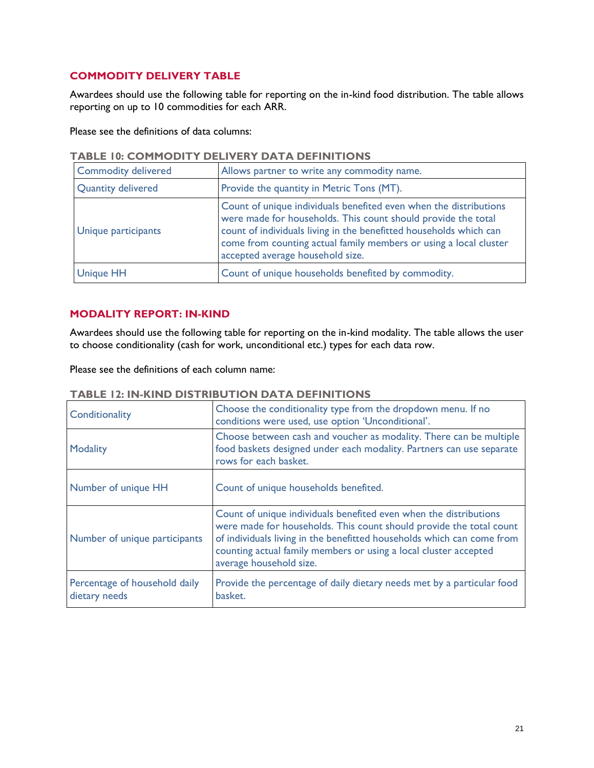## COMMODITY DELIVERY TABLE

Awardees should use the following table for reporting on the in-kind food distribution. The table allows reporting on up to 10 commodities for each ARR.

Please see the definitions of data columns:

**TABLE 10: COMMODITY DELIVERY DATA DEFINITIONS**

| | |
|---|---|
| Commodity delivered | Allows partner to write any commodity name. |
| Quantity delivered | Provide the quantity in Metric Tons (MT). |
| Unique participants | Count of unique individuals benefited even when the distributions were made for households. This count should provide the total count of individuals living in the benefitted households which can come from counting actual family members or using a local cluster accepted average household size. |
| Unique HH | Count of unique households benefited by commodity. |

## MODALITY REPORT: IN-KIND

Awardees should use the following table for reporting on the in-kind modality. The table allows the user to choose conditionality (cash for work, unconditional etc.) types for each data row.

Please see the definitions of each column name:

**TABLE 12: IN-KIND DISTRIBUTION DATA DEFINITIONS**

| | |
|---|---|
| Conditionality | Choose the conditionality type from the dropdown menu. If no conditions were used, use option 'Unconditional'. |
| Modality | Choose between cash and voucher as modality. There can be multiple food baskets designed under each modality. Partners can use separate rows for each basket. |
| Number of unique HH | Count of unique households benefited. |
| Number of unique participants | Count of unique individuals benefited even when the distributions were made for households. This count should provide the total count of individuals living in the benefitted households which can come from counting actual family members or using a local cluster accepted average household size. |
| Percentage of household daily dietary needs | Provide the percentage of daily dietary needs met by a particular food basket. |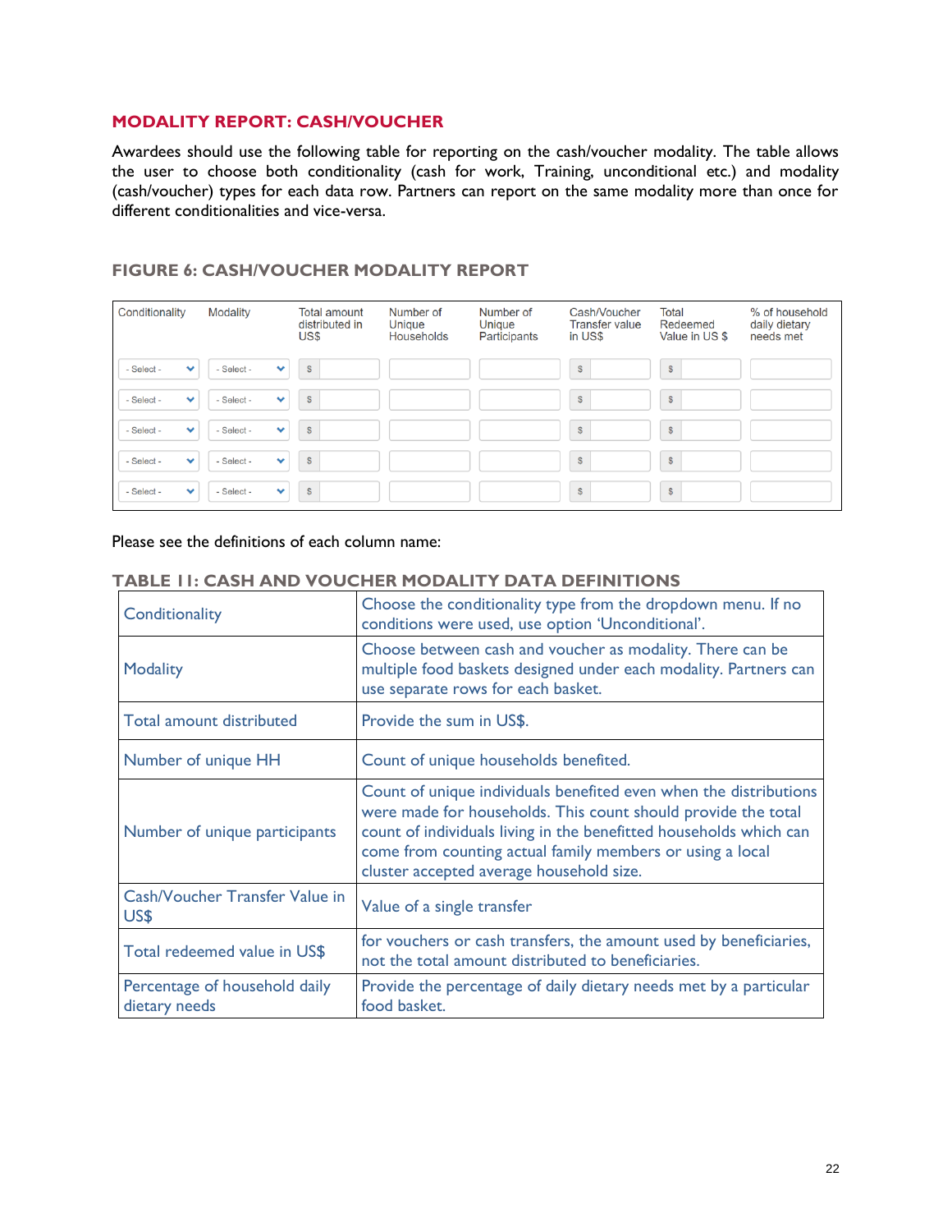## MODALITY REPORT: CASH/VOUCHER

Awardees should use the following table for reporting on the cash/voucher modality. The table allows the user to choose both conditionality (cash for work, Training, unconditional etc.) and modality (cash/voucher) types for each data row. Partners can report on the same modality more than once for different conditionalities and vice-versa.

### FIGURE 6: CASH/VOUCHER MODALITY REPORT

| Conditionality | Modality | Total amount distributed in US$ | Number of Unique Households | Number of Unique Participants | Cash/Voucher Transfer value in US$ | Total Redeemed Value in US $ | % of household daily dietary needs met |
|---|---|---|---|---|---|---|---|
| - Select - | - Select - | $ | | | $ | $ | |
| - Select - | - Select - | $ | | | $ | $ | |
| - Select - | - Select - | $ | | | $ | $ | |
| - Select - | - Select - | $ | | | $ | $ | |
| - Select - | - Select - | $ | | | $ | $ | |

Please see the definitions of each column name:

### TABLE 11: CASH AND VOUCHER MODALITY DATA DEFINITIONS

| | |
|---|---|
| Conditionality | Choose the conditionality type from the dropdown menu. If no conditions were used, use option 'Unconditional'. |
| Modality | Choose between cash and voucher as modality. There can be multiple food baskets designed under each modality. Partners can use separate rows for each basket. |
| Total amount distributed | Provide the sum in US$. |
| Number of unique HH | Count of unique households benefited. |
| Number of unique participants | Count of unique individuals benefited even when the distributions were made for households. This count should provide the total count of individuals living in the benefitted households which can come from counting actual family members or using a local cluster accepted average household size. |
| Cash/Voucher Transfer Value in US$ | Value of a single transfer |
| Total redeemed value in US$ | for vouchers or cash transfers, the amount used by beneficiaries, not the total amount distributed to beneficiaries. |
| Percentage of household daily dietary needs | Provide the percentage of daily dietary needs met by a particular food basket. |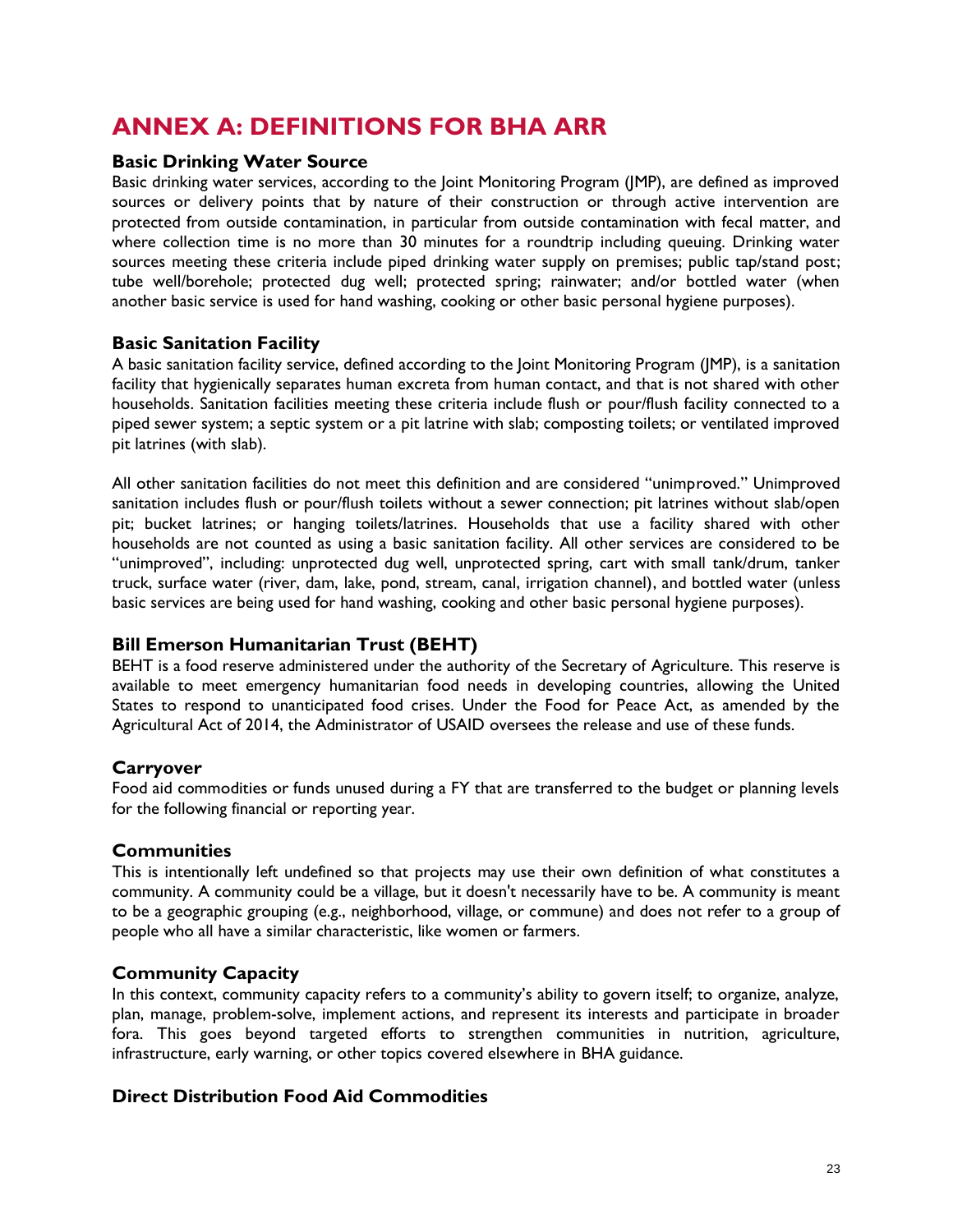# ANNEX A: DEFINITIONS FOR BHA ARR

### Basic Drinking Water Source

Basic drinking water services, according to the Joint Monitoring Program (JMP), are defined as improved sources or delivery points that by nature of their construction or through active intervention are protected from outside contamination, in particular from outside contamination with fecal matter, and where collection time is no more than 30 minutes for a roundtrip including queuing. Drinking water sources meeting these criteria include piped drinking water supply on premises; public tap/stand post; tube well/borehole; protected dug well; protected spring; rainwater; and/or bottled water (when another basic service is used for hand washing, cooking or other basic personal hygiene purposes).

### Basic Sanitation Facility

A basic sanitation facility service, defined according to the Joint Monitoring Program (JMP), is a sanitation facility that hygienically separates human excreta from human contact, and that is not shared with other households. Sanitation facilities meeting these criteria include flush or pour/flush facility connected to a piped sewer system; a septic system or a pit latrine with slab; composting toilets; or ventilated improved pit latrines (with slab).

All other sanitation facilities do not meet this definition and are considered "unimproved." Unimproved sanitation includes flush or pour/flush toilets without a sewer connection; pit latrines without slab/open pit; bucket latrines; or hanging toilets/latrines. Households that use a facility shared with other households are not counted as using a basic sanitation facility. All other services are considered to be "unimproved", including: unprotected dug well, unprotected spring, cart with small tank/drum, tanker truck, surface water (river, dam, lake, pond, stream, canal, irrigation channel), and bottled water (unless basic services are being used for hand washing, cooking and other basic personal hygiene purposes).

### Bill Emerson Humanitarian Trust (BEHT)

BEHT is a food reserve administered under the authority of the Secretary of Agriculture. This reserve is available to meet emergency humanitarian food needs in developing countries, allowing the United States to respond to unanticipated food crises. Under the Food for Peace Act, as amended by the Agricultural Act of 2014, the Administrator of USAID oversees the release and use of these funds.

### Carryover

Food aid commodities or funds unused during a FY that are transferred to the budget or planning levels for the following financial or reporting year.

### Communities

This is intentionally left undefined so that projects may use their own definition of what constitutes a community. A community could be a village, but it doesn't necessarily have to be. A community is meant to be a geographic grouping (e.g., neighborhood, village, or commune) and does not refer to a group of people who all have a similar characteristic, like women or farmers.

### Community Capacity

In this context, community capacity refers to a community's ability to govern itself; to organize, analyze, plan, manage, problem-solve, implement actions, and represent its interests and participate in broader fora. This goes beyond targeted efforts to strengthen communities in nutrition, agriculture, infrastructure, early warning, or other topics covered elsewhere in BHA guidance.

### Direct Distribution Food Aid Commodities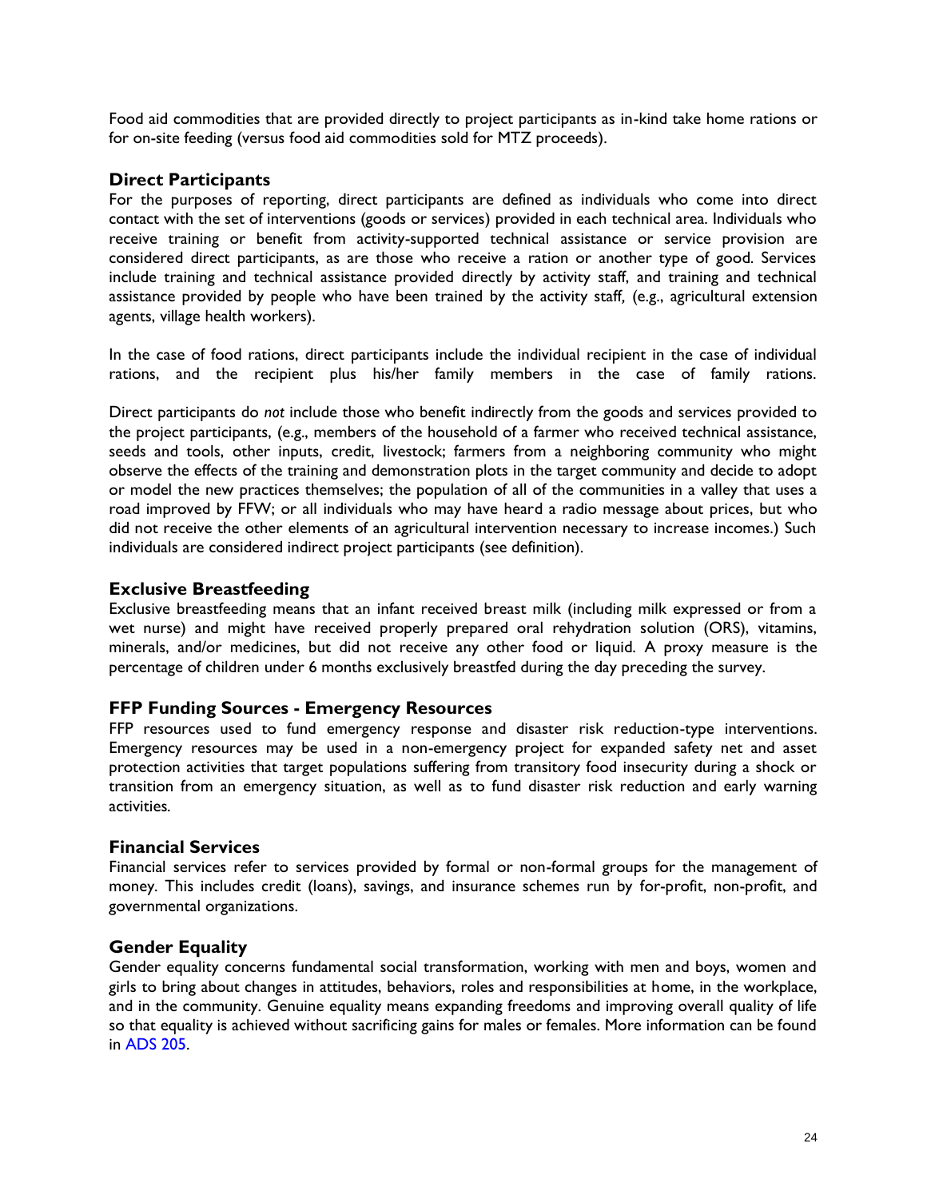Food aid commodities that are provided directly to project participants as in-kind take home rations or for on-site feeding (versus food aid commodities sold for MTZ proceeds).

### Direct Participants

For the purposes of reporting, direct participants are defined as individuals who come into direct contact with the set of interventions (goods or services) provided in each technical area. Individuals who receive training or benefit from activity-supported technical assistance or service provision are considered direct participants, as are those who receive a ration or another type of good. Services include training and technical assistance provided directly by activity staff, and training and technical assistance provided by people who have been trained by the activity staff, (e.g., agricultural extension agents, village health workers).

In the case of food rations, direct participants include the individual recipient in the case of individual rations, and the recipient plus his/her family members in the case of family rations.

Direct participants do *not* include those who benefit indirectly from the goods and services provided to the project participants, (e.g., members of the household of a farmer who received technical assistance, seeds and tools, other inputs, credit, livestock; farmers from a neighboring community who might observe the effects of the training and demonstration plots in the target community and decide to adopt or model the new practices themselves; the population of all of the communities in a valley that uses a road improved by FFW; or all individuals who may have heard a radio message about prices, but who did not receive the other elements of an agricultural intervention necessary to increase incomes.) Such individuals are considered indirect project participants (see definition).

### Exclusive Breastfeeding

Exclusive breastfeeding means that an infant received breast milk (including milk expressed or from a wet nurse) and might have received properly prepared oral rehydration solution (ORS), vitamins, minerals, and/or medicines, but did not receive any other food or liquid. A proxy measure is the percentage of children under 6 months exclusively breastfed during the day preceding the survey.

### FFP Funding Sources - Emergency Resources

FFP resources used to fund emergency response and disaster risk reduction-type interventions. Emergency resources may be used in a non-emergency project for expanded safety net and asset protection activities that target populations suffering from transitory food insecurity during a shock or transition from an emergency situation, as well as to fund disaster risk reduction and early warning activities.

### Financial Services

Financial services refer to services provided by formal or non-formal groups for the management of money. This includes credit (loans), savings, and insurance schemes run by for-profit, non-profit, and governmental organizations.

### Gender Equality

Gender equality concerns fundamental social transformation, working with men and boys, women and girls to bring about changes in attitudes, behaviors, roles and responsibilities at home, in the workplace, and in the community. Genuine equality means expanding freedoms and improving overall quality of life so that equality is achieved without sacrificing gains for males or females. More information can be found in ADS 205.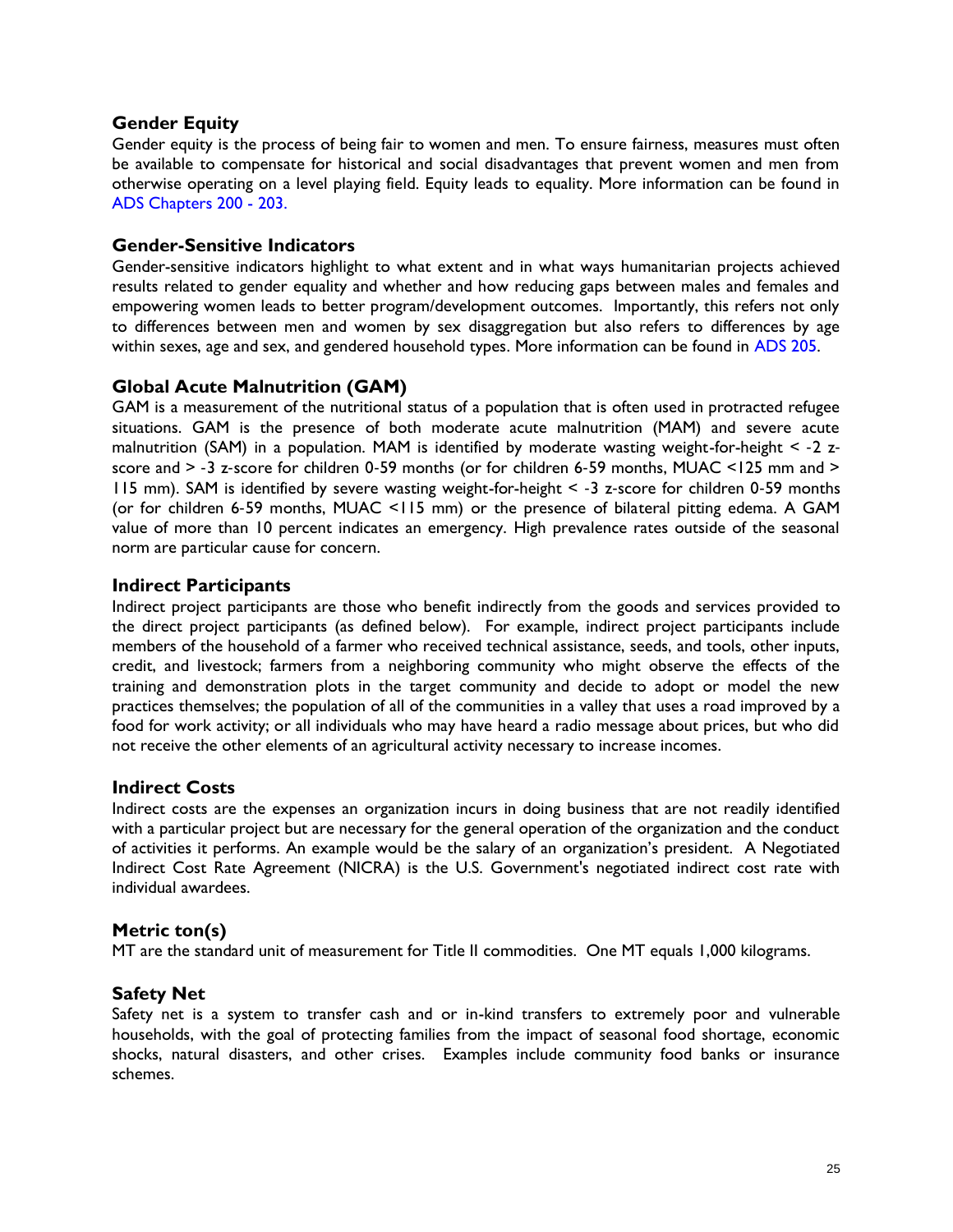### Gender Equity

Gender equity is the process of being fair to women and men. To ensure fairness, measures must often be available to compensate for historical and social disadvantages that prevent women and men from otherwise operating on a level playing field. Equity leads to equality. More information can be found in ADS Chapters 200 - 203.

### Gender-Sensitive Indicators

Gender-sensitive indicators highlight to what extent and in what ways humanitarian projects achieved results related to gender equality and whether and how reducing gaps between males and females and empowering women leads to better program/development outcomes. Importantly, this refers not only to differences between men and women by sex disaggregation but also refers to differences by age within sexes, age and sex, and gendered household types. More information can be found in ADS 205.

### Global Acute Malnutrition (GAM)

GAM is a measurement of the nutritional status of a population that is often used in protracted refugee situations. GAM is the presence of both moderate acute malnutrition (MAM) and severe acute malnutrition (SAM) in a population. MAM is identified by moderate wasting weight-for-height < -2 z-score and > -3 z-score for children 0-59 months (or for children 6-59 months, MUAC <125 mm and > 115 mm). SAM is identified by severe wasting weight-for-height < -3 z-score for children 0-59 months (or for children 6-59 months, MUAC <115 mm) or the presence of bilateral pitting edema. A GAM value of more than 10 percent indicates an emergency. High prevalence rates outside of the seasonal norm are particular cause for concern.

### Indirect Participants

Indirect project participants are those who benefit indirectly from the goods and services provided to the direct project participants (as defined below). For example, indirect project participants include members of the household of a farmer who received technical assistance, seeds, and tools, other inputs, credit, and livestock; farmers from a neighboring community who might observe the effects of the training and demonstration plots in the target community and decide to adopt or model the new practices themselves; the population of all of the communities in a valley that uses a road improved by a food for work activity; or all individuals who may have heard a radio message about prices, but who did not receive the other elements of an agricultural activity necessary to increase incomes.

### Indirect Costs

Indirect costs are the expenses an organization incurs in doing business that are not readily identified with a particular project but are necessary for the general operation of the organization and the conduct of activities it performs. An example would be the salary of an organization's president. A Negotiated Indirect Cost Rate Agreement (NICRA) is the U.S. Government's negotiated indirect cost rate with individual awardees.

### Metric ton(s)

MT are the standard unit of measurement for Title II commodities. One MT equals 1,000 kilograms.

### Safety Net

Safety net is a system to transfer cash and or in-kind transfers to extremely poor and vulnerable households, with the goal of protecting families from the impact of seasonal food shortage, economic shocks, natural disasters, and other crises. Examples include community food banks or insurance schemes.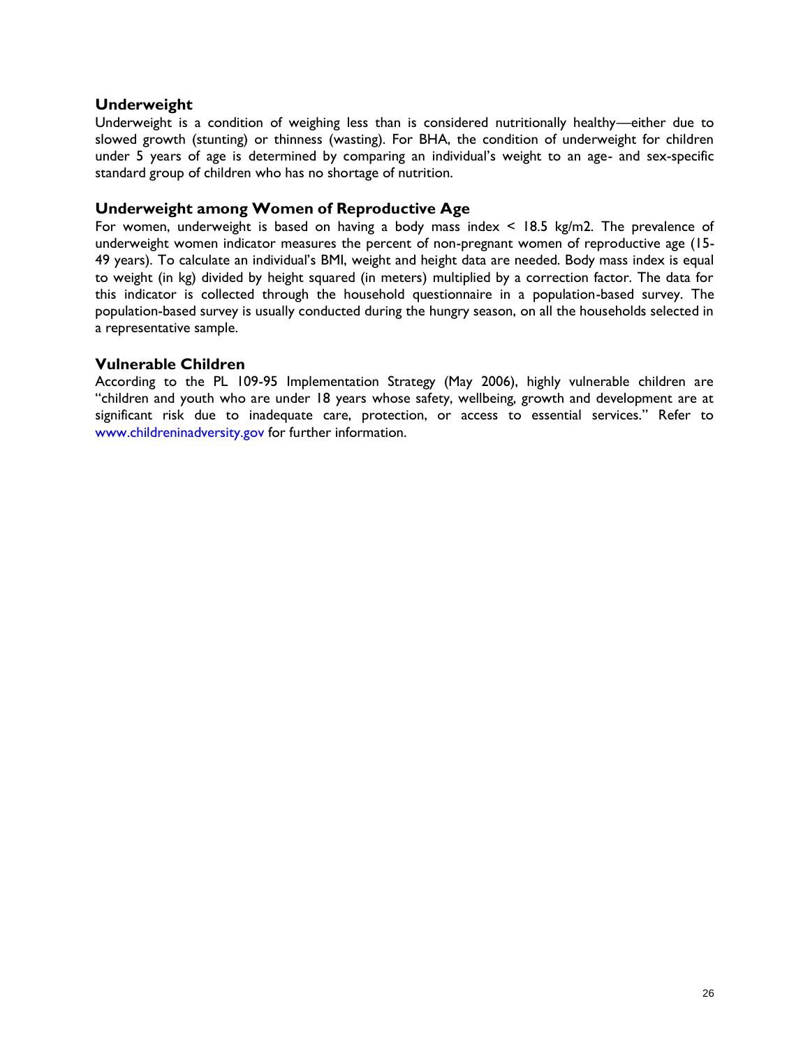### Underweight

Underweight is a condition of weighing less than is considered nutritionally healthy—either due to slowed growth (stunting) or thinness (wasting). For BHA, the condition of underweight for children under 5 years of age is determined by comparing an individual's weight to an age- and sex-specific standard group of children who has no shortage of nutrition.

### Underweight among Women of Reproductive Age

For women, underweight is based on having a body mass index < 18.5 kg/m2. The prevalence of underweight women indicator measures the percent of non-pregnant women of reproductive age (15-49 years). To calculate an individual's BMI, weight and height data are needed. Body mass index is equal to weight (in kg) divided by height squared (in meters) multiplied by a correction factor. The data for this indicator is collected through the household questionnaire in a population-based survey. The population-based survey is usually conducted during the hungry season, on all the households selected in a representative sample.

### Vulnerable Children

According to the PL 109-95 Implementation Strategy (May 2006), highly vulnerable children are "children and youth who are under 18 years whose safety, wellbeing, growth and development are at significant risk due to inadequate care, protection, or access to essential services." Refer to www.childreninadversity.gov for further information.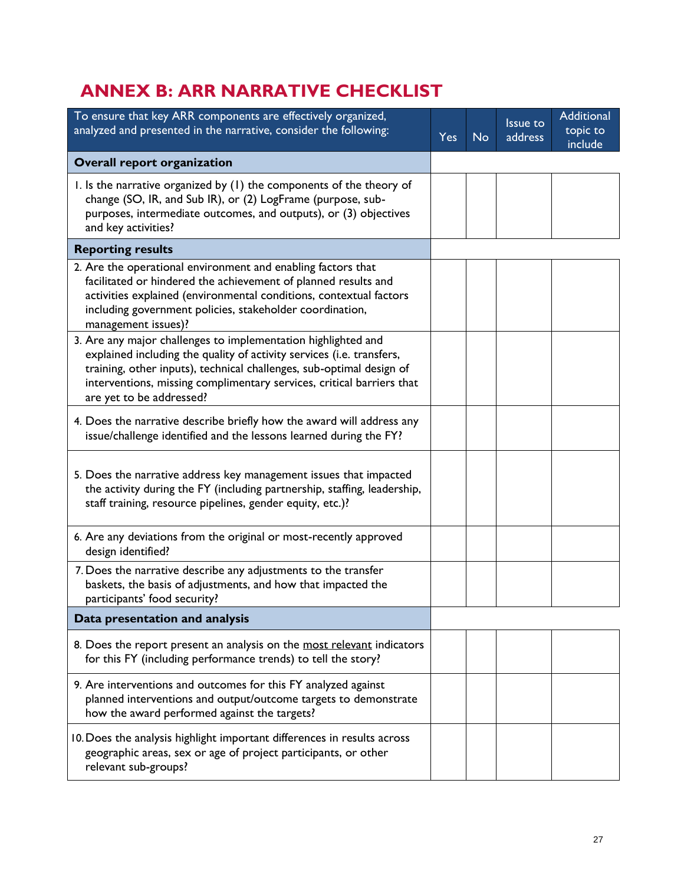## ANNEX B: ARR NARRATIVE CHECKLIST

| To ensure that key ARR components are effectively organized, analyzed and presented in the narrative, consider the following: | Yes | No | Issue to address | Additional topic to include |
|---|---|---|---|---|
| **Overall report organization** | | | | |
| 1. Is the narrative organized by (1) the components of the theory of change (SO, IR, and Sub IR), or (2) LogFrame (purpose, sub-purposes, intermediate outcomes, and outputs), or (3) objectives and key activities? | | | | |
| **Reporting results** | | | | |
| 2. Are the operational environment and enabling factors that facilitated or hindered the achievement of planned results and activities explained (environmental conditions, contextual factors including government policies, stakeholder coordination, management issues)? | | | | |
| 3. Are any major challenges to implementation highlighted and explained including the quality of activity services (i.e. transfers, training, other inputs), technical challenges, sub-optimal design of interventions, missing complimentary services, critical barriers that are yet to be addressed? | | | | |
| 4. Does the narrative describe briefly how the award will address any issue/challenge identified and the lessons learned during the FY? | | | | |
| 5. Does the narrative address key management issues that impacted the activity during the FY (including partnership, staffing, leadership, staff training, resource pipelines, gender equity, etc.)? | | | | |
| 6. Are any deviations from the original or most-recently approved design identified? | | | | |
| 7. Does the narrative describe any adjustments to the transfer baskets, the basis of adjustments, and how that impacted the participants' food security? | | | | |
| **Data presentation and analysis** | | | | |
| 8. Does the report present an analysis on the most relevant indicators for this FY (including performance trends) to tell the story? | | | | |
| 9. Are interventions and outcomes for this FY analyzed against planned interventions and output/outcome targets to demonstrate how the award performed against the targets? | | | | |
| 10. Does the analysis highlight important differences in results across geographic areas, sex or age of project participants, or other relevant sub-groups? | | | | |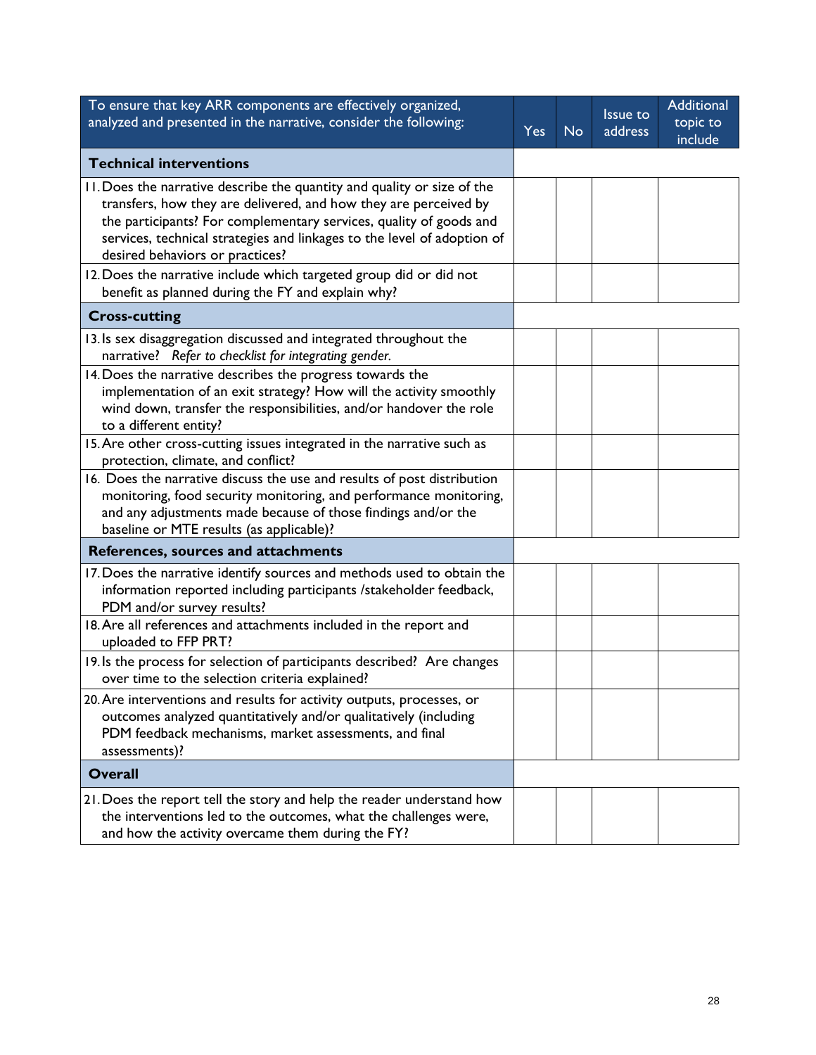| To ensure that key ARR components are effectively organized, analyzed and presented in the narrative, consider the following: | Yes | No | Issue to address | Additional topic to include |
|---|---|---|---|---|
| **Technical interventions** | | | | |
| 11. Does the narrative describe the quantity and quality or size of the transfers, how they are delivered, and how they are perceived by the participants? For complementary services, quality of goods and services, technical strategies and linkages to the level of adoption of desired behaviors or practices? | | | | |
| 12. Does the narrative include which targeted group did or did not benefit as planned during the FY and explain why? | | | | |
| **Cross-cutting** | | | | |
| 13. Is sex disaggregation discussed and integrated throughout the narrative? *Refer to checklist for integrating gender.* | | | | |
| 14. Does the narrative describes the progress towards the implementation of an exit strategy? How will the activity smoothly wind down, transfer the responsibilities, and/or handover the role to a different entity? | | | | |
| 15. Are other cross-cutting issues integrated in the narrative such as protection, climate, and conflict? | | | | |
| 16. Does the narrative discuss the use and results of post distribution monitoring, food security monitoring, and performance monitoring, and any adjustments made because of those findings and/or the baseline or MTE results (as applicable)? | | | | |
| **References, sources and attachments** | | | | |
| 17. Does the narrative identify sources and methods used to obtain the information reported including participants /stakeholder feedback, PDM and/or survey results? | | | | |
| 18. Are all references and attachments included in the report and uploaded to FFP PRT? | | | | |
| 19. Is the process for selection of participants described? Are changes over time to the selection criteria explained? | | | | |
| 20. Are interventions and results for activity outputs, processes, or outcomes analyzed quantitatively and/or qualitatively (including PDM feedback mechanisms, market assessments, and final assessments)? | | | | |
| **Overall** | | | | |
| 21. Does the report tell the story and help the reader understand how the interventions led to the outcomes, what the challenges were, and how the activity overcame them during the FY? | | | | |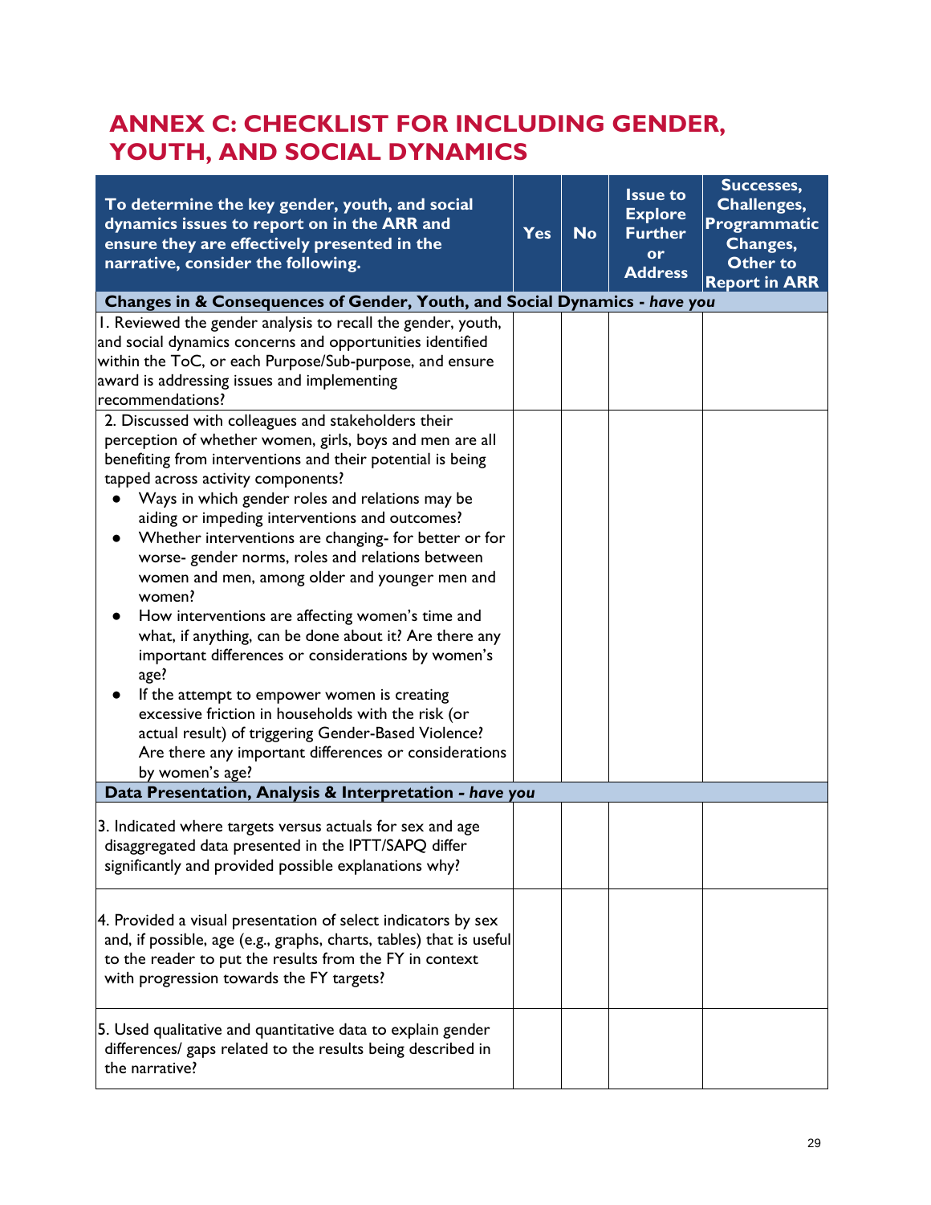# ANNEX C: CHECKLIST FOR INCLUDING GENDER, YOUTH, AND SOCIAL DYNAMICS

| To determine the key gender, youth, and social dynamics issues to report on in the ARR and ensure they are effectively presented in the narrative, consider the following. | Yes | No | Issue to Explore Further or Address | Successes, Challenges, Programmatic Changes, Other to Report in ARR |
|---|---|---|---|---|
| **Changes in & Consequences of Gender, Youth, and Social Dynamics - *have you*** | | | | |
| 1. Reviewed the gender analysis to recall the gender, youth, and social dynamics concerns and opportunities identified within the ToC, or each Purpose/Sub-purpose, and ensure award is addressing issues and implementing recommendations? | | | | |
| 2. Discussed with colleagues and stakeholders their perception of whether women, girls, boys and men are all benefiting from interventions and their potential is being tapped across activity components?<br>● Ways in which gender roles and relations may be aiding or impeding interventions and outcomes?<br>● Whether interventions are changing- for better or for worse- gender norms, roles and relations between women and men, among older and younger men and women?<br>● How interventions are affecting women's time and what, if anything, can be done about it? Are there any important differences or considerations by women's age?<br>● If the attempt to empower women is creating excessive friction in households with the risk (or actual result) of triggering Gender-Based Violence? Are there any important differences or considerations by women's age? | | | | |
| **Data Presentation, Analysis & Interpretation - *have you*** | | | | |
| 3. Indicated where targets versus actuals for sex and age disaggregated data presented in the IPTT/SAPQ differ significantly and provided possible explanations why? | | | | |
| 4. Provided a visual presentation of select indicators by sex and, if possible, age (e.g., graphs, charts, tables) that is useful to the reader to put the results from the FY in context with progression towards the FY targets? | | | | |
| 5. Used qualitative and quantitative data to explain gender differences/ gaps related to the results being described in the narrative? | | | | |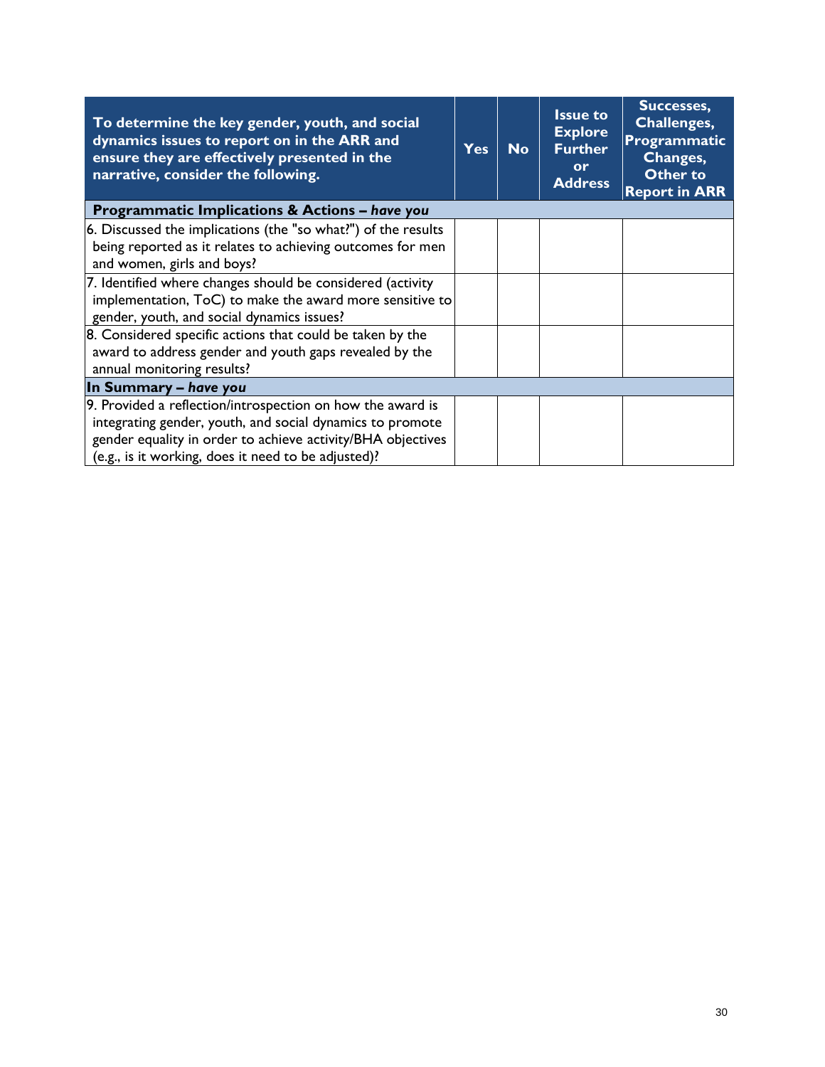| To determine the key gender, youth, and social dynamics issues to report on in the ARR and ensure they are effectively presented in the narrative, consider the following. | Yes | No | Issue to Explore Further or Address | Successes, Challenges, Programmatic Changes, Other to Report in ARR |
|---|---|---|---|---|
| **Programmatic Implications & Actions – *have you*** | | | | |
| 6. Discussed the implications (the "so what?") of the results being reported as it relates to achieving outcomes for men and women, girls and boys? | | | | |
| 7. Identified where changes should be considered (activity implementation, ToC) to make the award more sensitive to gender, youth, and social dynamics issues? | | | | |
| 8. Considered specific actions that could be taken by the award to address gender and youth gaps revealed by the annual monitoring results? | | | | |
| **In Summary – *have you*** | | | | |
| 9. Provided a reflection/introspection on how the award is integrating gender, youth, and social dynamics to promote gender equality in order to achieve activity/BHA objectives (e.g., is it working, does it need to be adjusted)? | | | | |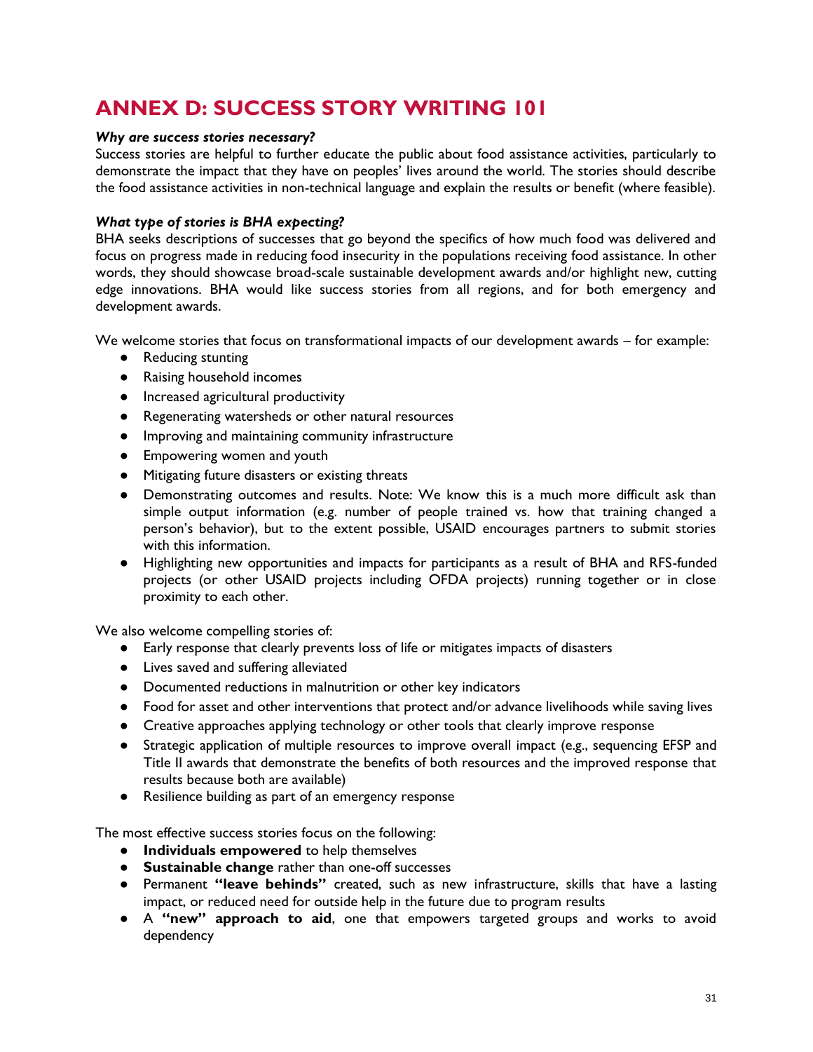# ANNEX D: SUCCESS STORY WRITING 101

***Why are success stories necessary?***

Success stories are helpful to further educate the public about food assistance activities, particularly to demonstrate the impact that they have on peoples' lives around the world. The stories should describe the food assistance activities in non-technical language and explain the results or benefit (where feasible).

***What type of stories is BHA expecting?***

BHA seeks descriptions of successes that go beyond the specifics of how much food was delivered and focus on progress made in reducing food insecurity in the populations receiving food assistance. In other words, they should showcase broad-scale sustainable development awards and/or highlight new, cutting edge innovations. BHA would like success stories from all regions, and for both emergency and development awards.

We welcome stories that focus on transformational impacts of our development awards – for example:

- Reducing stunting
- Raising household incomes
- Increased agricultural productivity
- Regenerating watersheds or other natural resources
- Improving and maintaining community infrastructure
- Empowering women and youth
- Mitigating future disasters or existing threats
- Demonstrating outcomes and results. Note: We know this is a much more difficult ask than simple output information (e.g. number of people trained vs. how that training changed a person's behavior), but to the extent possible, USAID encourages partners to submit stories with this information.
- Highlighting new opportunities and impacts for participants as a result of BHA and RFS-funded projects (or other USAID projects including OFDA projects) running together or in close proximity to each other.

We also welcome compelling stories of:

- Early response that clearly prevents loss of life or mitigates impacts of disasters
- Lives saved and suffering alleviated
- Documented reductions in malnutrition or other key indicators
- Food for asset and other interventions that protect and/or advance livelihoods while saving lives
- Creative approaches applying technology or other tools that clearly improve response
- Strategic application of multiple resources to improve overall impact (e.g., sequencing EFSP and Title II awards that demonstrate the benefits of both resources and the improved response that results because both are available)
- Resilience building as part of an emergency response

The most effective success stories focus on the following:

- **Individuals empowered** to help themselves
- **Sustainable change** rather than one-off successes
- Permanent **"leave behinds"** created, such as new infrastructure, skills that have a lasting impact, or reduced need for outside help in the future due to program results
- A **"new" approach to aid**, one that empowers targeted groups and works to avoid dependency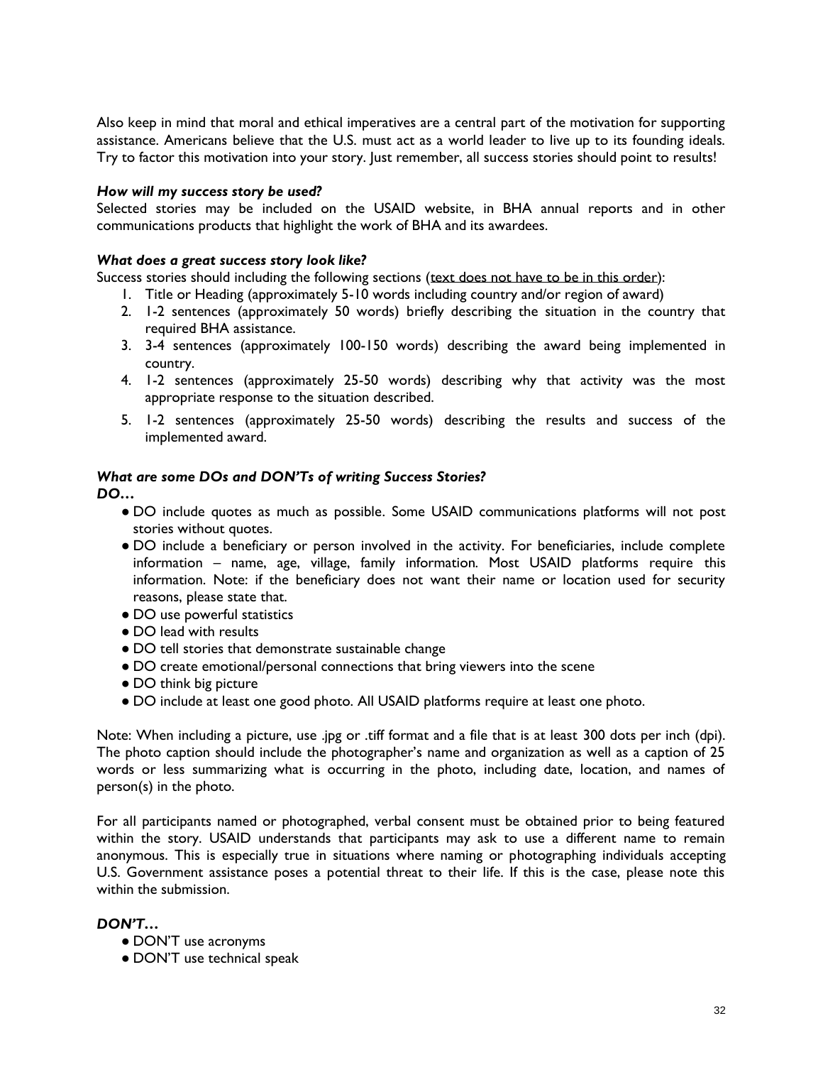Also keep in mind that moral and ethical imperatives are a central part of the motivation for supporting assistance. Americans believe that the U.S. must act as a world leader to live up to its founding ideals. Try to factor this motivation into your story. Just remember, all success stories should point to results!

***How will my success story be used?***

Selected stories may be included on the USAID website, in BHA annual reports and in other communications products that highlight the work of BHA and its awardees.

***What does a great success story look like?***

Success stories should including the following sections (text does not have to be in this order):

1. Title or Heading (approximately 5-10 words including country and/or region of award)
2. 1-2 sentences (approximately 50 words) briefly describing the situation in the country that required BHA assistance.
3. 3-4 sentences (approximately 100-150 words) describing the award being implemented in country.
4. 1-2 sentences (approximately 25-50 words) describing why that activity was the most appropriate response to the situation described.
5. 1-2 sentences (approximately 25-50 words) describing the results and success of the implemented award.

***What are some DOs and DON'Ts of writing Success Stories?***

***DO…***

- DO include quotes as much as possible. Some USAID communications platforms will not post stories without quotes.
- DO include a beneficiary or person involved in the activity. For beneficiaries, include complete information – name, age, village, family information. Most USAID platforms require this information. Note: if the beneficiary does not want their name or location used for security reasons, please state that.
- DO use powerful statistics
- DO lead with results
- DO tell stories that demonstrate sustainable change
- DO create emotional/personal connections that bring viewers into the scene
- DO think big picture
- DO include at least one good photo. All USAID platforms require at least one photo.

Note: When including a picture, use .jpg or .tiff format and a file that is at least 300 dots per inch (dpi). The photo caption should include the photographer's name and organization as well as a caption of 25 words or less summarizing what is occurring in the photo, including date, location, and names of person(s) in the photo.

For all participants named or photographed, verbal consent must be obtained prior to being featured within the story. USAID understands that participants may ask to use a different name to remain anonymous. This is especially true in situations where naming or photographing individuals accepting U.S. Government assistance poses a potential threat to their life. If this is the case, please note this within the submission.

***DON'T…***

- DON'T use acronyms
- DON'T use technical speak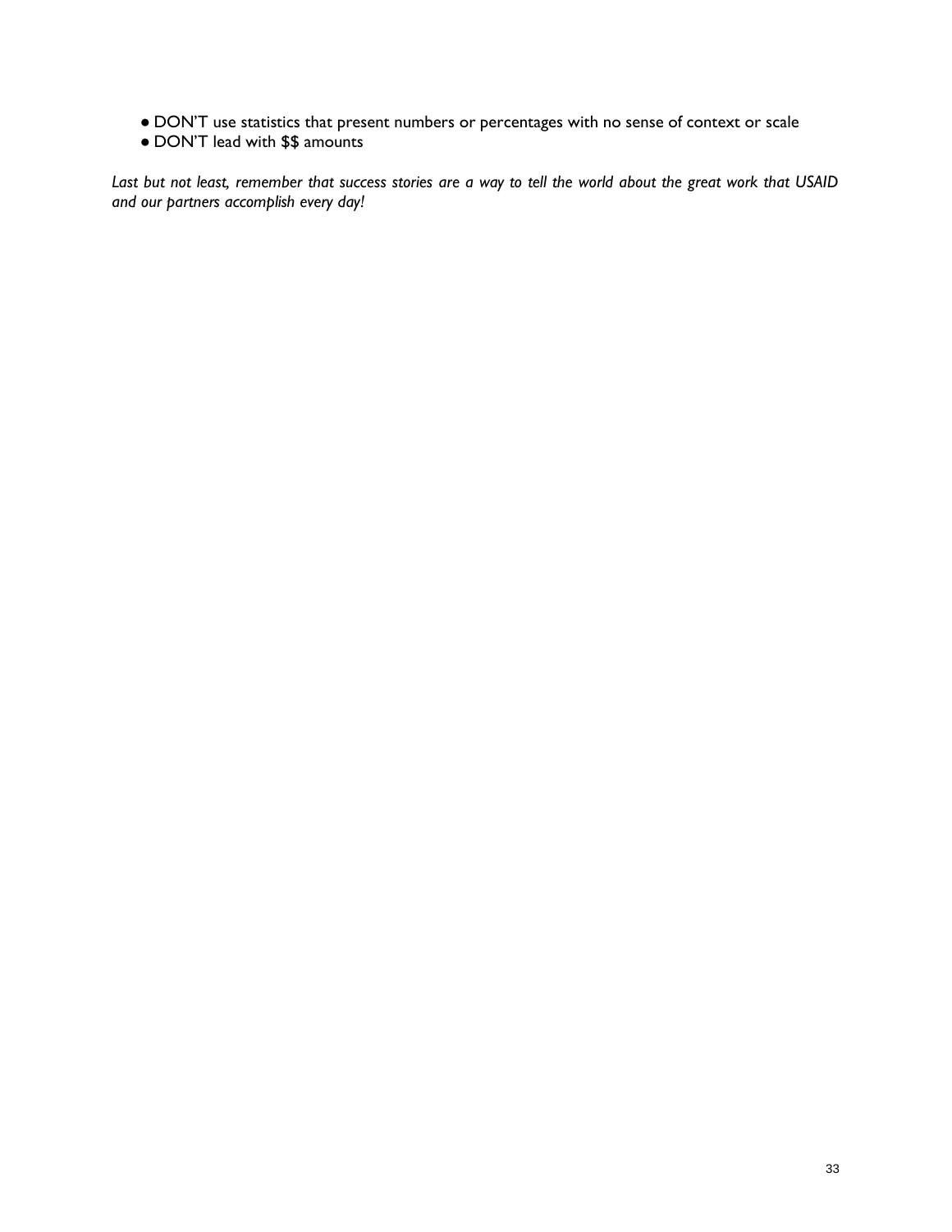- DON'T use statistics that present numbers or percentages with no sense of context or scale
- DON'T lead with $$ amounts

*Last but not least, remember that success stories are a way to tell the world about the great work that USAID and our partners accomplish every day!*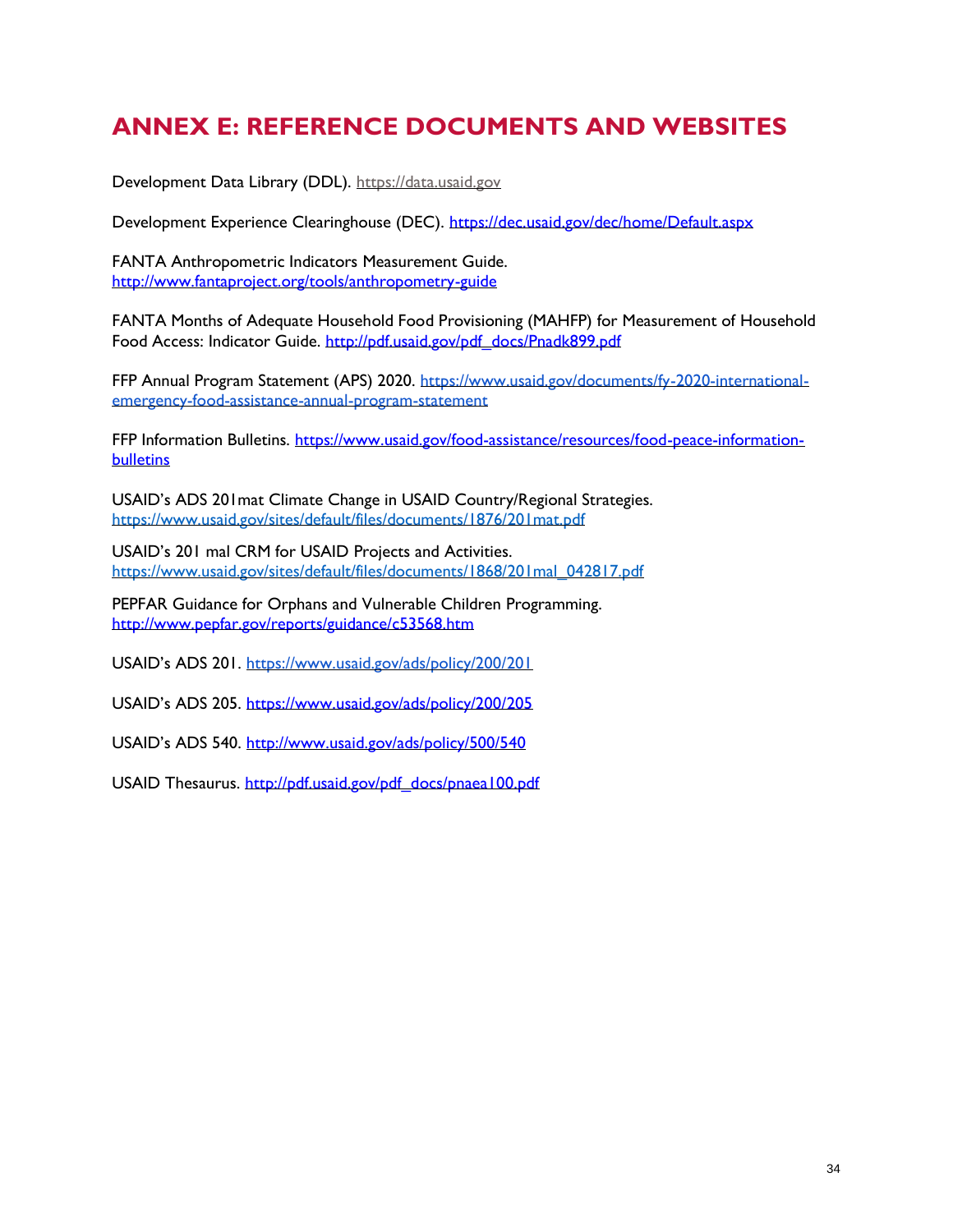# ANNEX E: REFERENCE DOCUMENTS AND WEBSITES

Development Data Library (DDL). https://data.usaid.gov

Development Experience Clearinghouse (DEC). https://dec.usaid.gov/dec/home/Default.aspx

FANTA Anthropometric Indicators Measurement Guide. http://www.fantaproject.org/tools/anthropometry-guide

FANTA Months of Adequate Household Food Provisioning (MAHFP) for Measurement of Household Food Access: Indicator Guide. http://pdf.usaid.gov/pdf_docs/Pnadk899.pdf

FFP Annual Program Statement (APS) 2020. https://www.usaid.gov/documents/fy-2020-international-emergency-food-assistance-annual-program-statement

FFP Information Bulletins. https://www.usaid.gov/food-assistance/resources/food-peace-information-bulletins

USAID's ADS 201mat Climate Change in USAID Country/Regional Strategies. https://www.usaid.gov/sites/default/files/documents/1876/201mat.pdf

USAID's 201 mal CRM for USAID Projects and Activities. https://www.usaid.gov/sites/default/files/documents/1868/201mal_042817.pdf

PEPFAR Guidance for Orphans and Vulnerable Children Programming. http://www.pepfar.gov/reports/guidance/c53568.htm

USAID's ADS 201. https://www.usaid.gov/ads/policy/200/201

USAID's ADS 205. https://www.usaid.gov/ads/policy/200/205

USAID's ADS 540. http://www.usaid.gov/ads/policy/500/540

USAID Thesaurus. http://pdf.usaid.gov/pdf_docs/pnaea100.pdf